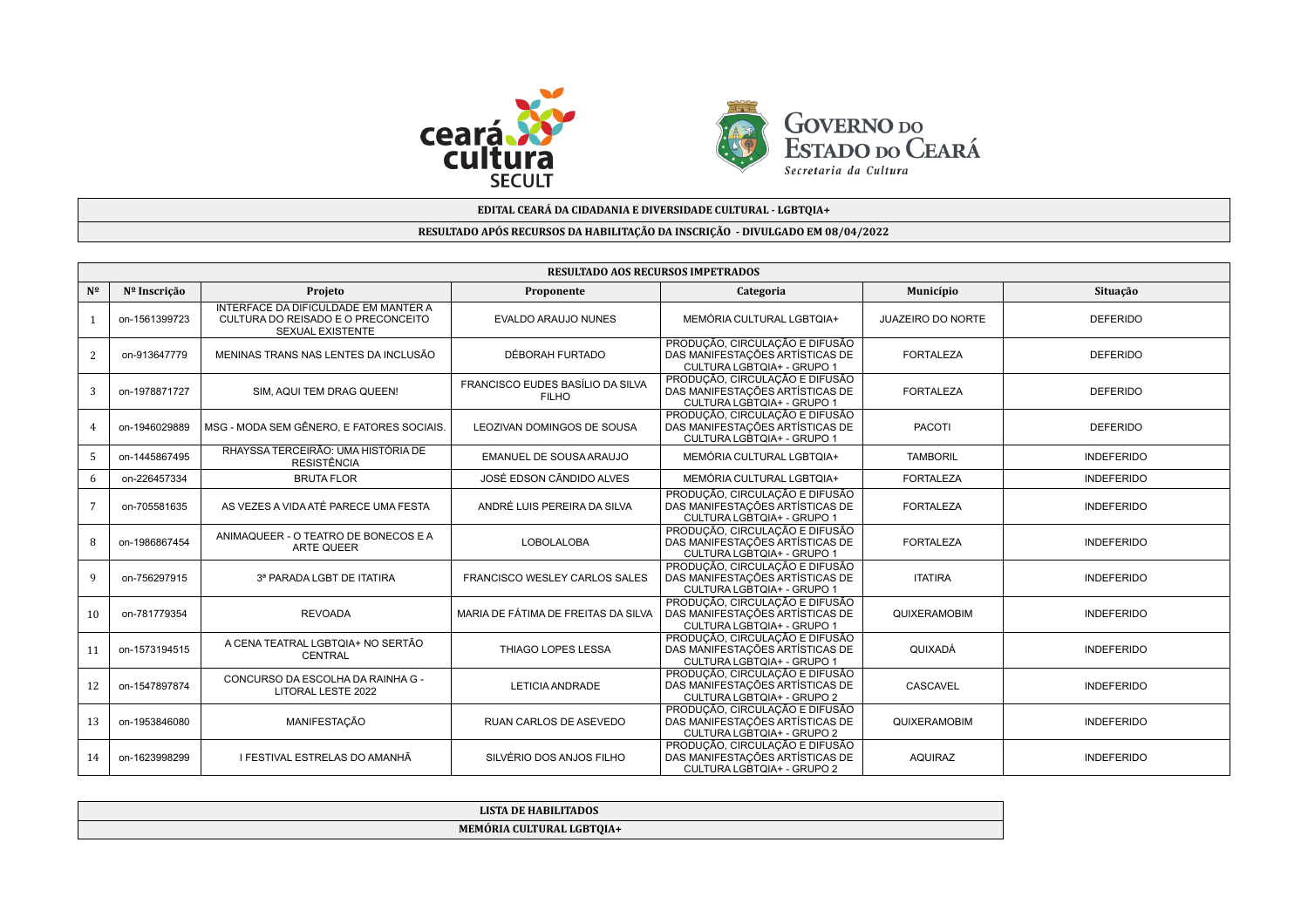**EDITAL CEARÁ DA CIDADANIA E DIVERSIDADE CULTURAL - LGBTQIA+**

**RESULTADO APÓS RECURSOS DA HABILITAÇÃO DA INSCRIÇÃO - DIVULGADO EM 08/04/2022**

| RESULTADO AOS RECURSOS IMPETRADOS | | | | | | |
|---|---|---|---|---|---|---|
| **Nº** | **Nº Inscrição** | **Projeto** | **Proponente** | **Categoria** | **Município** | **Situação** |
| 1 | on-1561399723 | INTERFACE DA DIFICULDADE EM MANTER A CULTURA DO REISADO E O PRECONCEITO SEXUAL EXISTENTE | EVALDO ARAUJO NUNES | MEMÓRIA CULTURAL LGBTQIA+ | JUAZEIRO DO NORTE | DEFERIDO |
| 2 | on-913647779 | MENINAS TRANS NAS LENTES DA INCLUSÃO | DÉBORAH FURTADO | PRODUÇÃO, CIRCULAÇÃO E DIFUSÃO DAS MANIFESTAÇÕES ARTÍSTICAS DE CULTURA LGBTQIA+ - GRUPO 1 | FORTALEZA | DEFERIDO |
| 3 | on-1978871727 | SIM, AQUI TEM DRAG QUEEN! | FRANCISCO EUDES BASÍLIO DA SILVA FILHO | PRODUÇÃO, CIRCULAÇÃO E DIFUSÃO DAS MANIFESTAÇÕES ARTÍSTICAS DE CULTURA LGBTQIA+ - GRUPO 1 | FORTALEZA | DEFERIDO |
| 4 | on-1946029889 | MSG - MODA SEM GÊNERO, E FATORES SOCIAIS. | LEOZIVAN DOMINGOS DE SOUSA | PRODUÇÃO, CIRCULAÇÃO E DIFUSÃO DAS MANIFESTAÇÕES ARTÍSTICAS DE CULTURA LGBTQIA+ - GRUPO 1 | PACOTI | DEFERIDO |
| 5 | on-1445867495 | RHAYSSA TERCEIRÃO: UMA HISTÓRIA DE RESISTÊNCIA | EMANUEL DE SOUSA ARAUJO | MEMÓRIA CULTURAL LGBTQIA+ | TAMBORIL | INDEFERIDO |
| 6 | on-226457334 | BRUTA FLOR | JOSÉ EDSON CÃNDIDO ALVES | MEMÓRIA CULTURAL LGBTQIA+ | FORTALEZA | INDEFERIDO |
| 7 | on-705581635 | AS VEZES A VIDA ATÉ PARECE UMA FESTA | ANDRÉ LUIS PEREIRA DA SILVA | PRODUÇÃO, CIRCULAÇÃO E DIFUSÃO DAS MANIFESTAÇÕES ARTÍSTICAS DE CULTURA LGBTQIA+ - GRUPO 1 | FORTALEZA | INDEFERIDO |
| 8 | on-1986867454 | ANIMAQUEER - O TEATRO DE BONECOS E A ARTE QUEER | LOBOLALOBA | PRODUÇÃO, CIRCULAÇÃO E DIFUSÃO DAS MANIFESTAÇÕES ARTÍSTICAS DE CULTURA LGBTQIA+ - GRUPO 1 | FORTALEZA | INDEFERIDO |
| 9 | on-756297915 | 3ª PARADA LGBT DE ITATIRA | FRANCISCO WESLEY CARLOS SALES | PRODUÇÃO, CIRCULAÇÃO E DIFUSÃO DAS MANIFESTAÇÕES ARTÍSTICAS DE CULTURA LGBTQIA+ - GRUPO 1 | ITATIRA | INDEFERIDO |
| 10 | on-781779354 | REVOADA | MARIA DE FÁTIMA DE FREITAS DA SILVA | PRODUÇÃO, CIRCULAÇÃO E DIFUSÃO DAS MANIFESTAÇÕES ARTÍSTICAS DE CULTURA LGBTQIA+ - GRUPO 1 | QUIXERAMOBIM | INDEFERIDO |
| 11 | on-1573194515 | A CENA TEATRAL LGBTQIA+ NO SERTÃO CENTRAL | THIAGO LOPES LESSA | PRODUÇÃO, CIRCULAÇÃO E DIFUSÃO DAS MANIFESTAÇÕES ARTÍSTICAS DE CULTURA LGBTQIA+ - GRUPO 1 | QUIXADÁ | INDEFERIDO |
| 12 | on-1547897874 | CONCURSO DA ESCOLHA DA RAINHA G - LITORAL LESTE 2022 | LETICIA ANDRADE | PRODUÇÃO, CIRCULAÇÃO E DIFUSÃO DAS MANIFESTAÇÕES ARTÍSTICAS DE CULTURA LGBTQIA+ - GRUPO 2 | CASCAVEL | INDEFERIDO |
| 13 | on-1953846080 | MANIFESTAÇÃO | RUAN CARLOS DE ASEVEDO | PRODUÇÃO, CIRCULAÇÃO E DIFUSÃO DAS MANIFESTAÇÕES ARTÍSTICAS DE CULTURA LGBTQIA+ - GRUPO 2 | QUIXERAMOBIM | INDEFERIDO |
| 14 | on-1623998299 | I FESTIVAL ESTRELAS DO AMANHÃ | SILVÉRIO DOS ANJOS FILHO | PRODUÇÃO, CIRCULAÇÃO E DIFUSÃO DAS MANIFESTAÇÕES ARTÍSTICAS DE CULTURA LGBTQIA+ - GRUPO 2 | AQUIRAZ | INDEFERIDO |

**LISTA DE HABILITADOS**

**MEMÓRIA CULTURAL LGBTQIA+**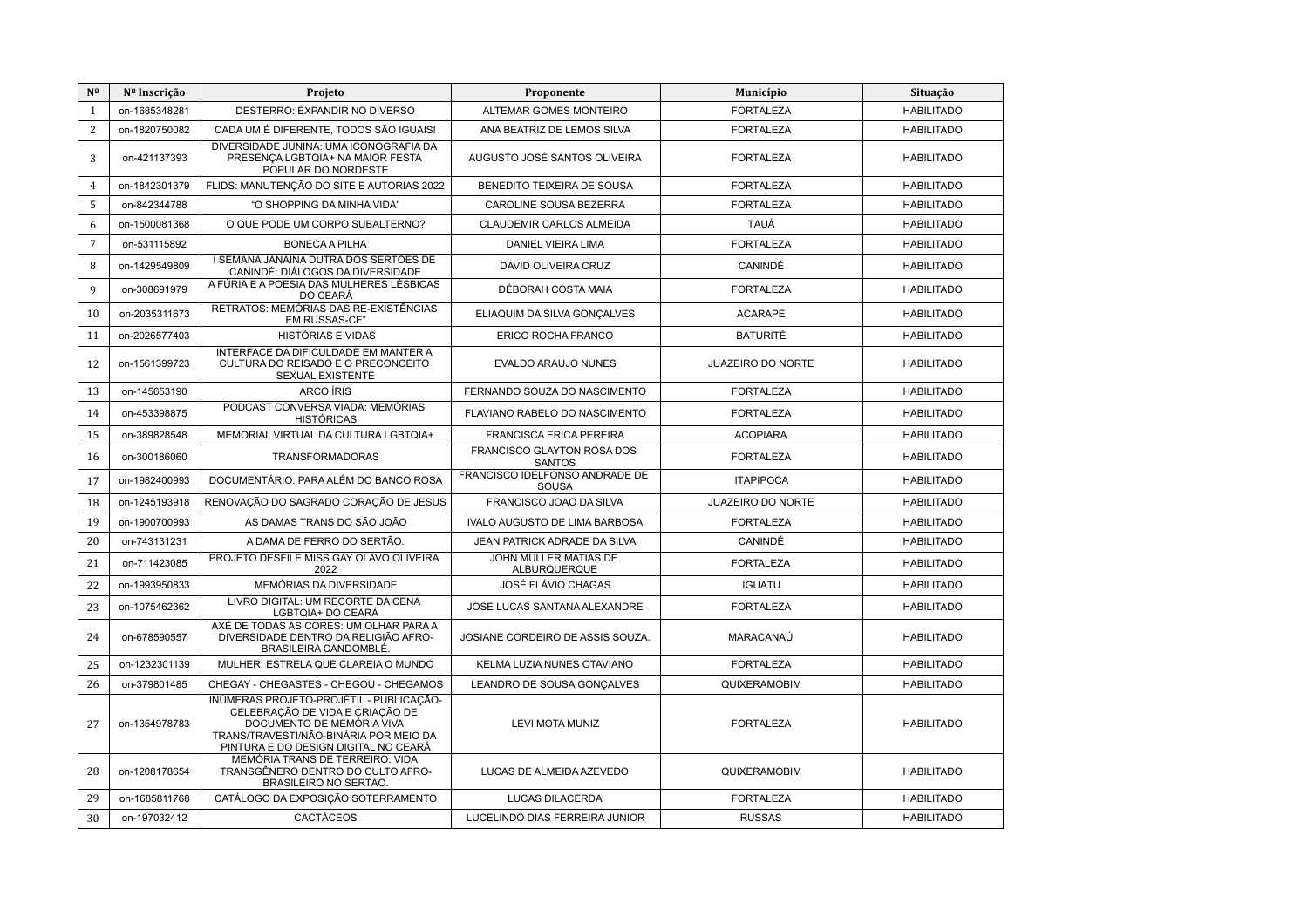| Nº | Nº Inscrição | Projeto | Proponente | Município | Situação |
|---|---|---|---|---|---|
| 1 | on-1685348281 | DESTERRO: EXPANDIR NO DIVERSO | ALTEMAR GOMES MONTEIRO | FORTALEZA | HABILITADO |
| 2 | on-1820750082 | CADA UM É DIFERENTE, TODOS SÃO IGUAIS! | ANA BEATRIZ DE LEMOS SILVA | FORTALEZA | HABILITADO |
| 3 | on-421137393 | DIVERSIDADE JUNINA: UMA ICONOGRAFIA DA PRESENÇA LGBTQIA+ NA MAIOR FESTA POPULAR DO NORDESTE | AUGUSTO JOSÉ SANTOS OLIVEIRA | FORTALEZA | HABILITADO |
| 4 | on-1842301379 | FLIDS: MANUTENÇÃO DO SITE E AUTORIAS 2022 | BENEDITO TEIXEIRA DE SOUSA | FORTALEZA | HABILITADO |
| 5 | on-842344788 | "O SHOPPING DA MINHA VIDA" | CAROLINE SOUSA BEZERRA | FORTALEZA | HABILITADO |
| 6 | on-1500081368 | O QUE PODE UM CORPO SUBALTERNO? | CLAUDEMIR CARLOS ALMEIDA | TAUÁ | HABILITADO |
| 7 | on-531115892 | BONECA A PILHA | DANIEL VIEIRA LIMA | FORTALEZA | HABILITADO |
| 8 | on-1429549809 | I SEMANA JANAINA DUTRA DOS SERTÕES DE CANINDÉ: DIÁLOGOS DA DIVERSIDADE | DAVID OLIVEIRA CRUZ | CANINDÉ | HABILITADO |
| 9 | on-308691979 | A FÚRIA E A POESIA DAS MULHERES LÉSBICAS DO CEARÁ | DÉBORAH COSTA MAIA | FORTALEZA | HABILITADO |
| 10 | on-2035311673 | RETRATOS: MEMÓRIAS DAS RE-EXISTÊNCIAS EM RUSSAS-CE" | ELIAQUIM DA SILVA GONÇALVES | ACARAPE | HABILITADO |
| 11 | on-2026577403 | HISTÓRIAS E VIDAS | ERICO ROCHA FRANCO | BATURITÉ | HABILITADO |
| 12 | on-1561399723 | INTERFACE DA DIFICULDADE EM MANTER A CULTURA DO REISADO E O PRECONCEITO SEXUAL EXISTENTE | EVALDO ARAUJO NUNES | JUAZEIRO DO NORTE | HABILITADO |
| 13 | on-145653190 | ARCO ÍRIS | FERNANDO SOUZA DO NASCIMENTO | FORTALEZA | HABILITADO |
| 14 | on-453398875 | PODCAST CONVERSA VIADA: MEMÓRIAS HISTÓRICAS | FLAVIANO RABELO DO NASCIMENTO | FORTALEZA | HABILITADO |
| 15 | on-389828548 | MEMORIAL VIRTUAL DA CULTURA LGBTQIA+ | FRANCISCA ERICA PEREIRA | ACOPIARA | HABILITADO |
| 16 | on-300186060 | TRANSFORMADORAS | FRANCISCO GLAYTON ROSA DOS SANTOS | FORTALEZA | HABILITADO |
| 17 | on-1982400993 | DOCUMENTÁRIO: PARA ALÉM DO BANCO ROSA | FRANCISCO IDELFONSO ANDRADE DE SOUSA | ITAPIPOCA | HABILITADO |
| 18 | on-1245193918 | RENOVAÇÃO DO SAGRADO CORAÇÃO DE JESUS | FRANCISCO JOAO DA SILVA | JUAZEIRO DO NORTE | HABILITADO |
| 19 | on-1900700993 | AS DAMAS TRANS DO SÃO JOÃO | IVALO AUGUSTO DE LIMA BARBOSA | FORTALEZA | HABILITADO |
| 20 | on-743131231 | A DAMA DE FERRO DO SERTÃO. | JEAN PATRICK ADRADE DA SILVA | CANINDÉ | HABILITADO |
| 21 | on-711423085 | PROJETO DESFILE MISS GAY OLAVO OLIVEIRA 2022 | JOHN MULLER MATIAS DE ALBURQUERQUE | FORTALEZA | HABILITADO |
| 22 | on-1993950833 | MEMÓRIAS DA DIVERSIDADE | JOSÉ FLÁVIO CHAGAS | IGUATU | HABILITADO |
| 23 | on-1075462362 | LIVRO DIGITAL: UM RECORTE DA CENA LGBTQIA+ DO CEARÁ | JOSE LUCAS SANTANA ALEXANDRE | FORTALEZA | HABILITADO |
| 24 | on-678590557 | AXÉ DE TODAS AS CORES: UM OLHAR PARA A DIVERSIDADE DENTRO DA RELIGIÃO AFRO-BRASILEIRA CANDOMBLÉ. | JOSIANE CORDEIRO DE ASSIS SOUZA. | MARACANAÚ | HABILITADO |
| 25 | on-1232301139 | MULHER: ESTRELA QUE CLAREIA O MUNDO | KELMA LUZIA NUNES OTAVIANO | FORTALEZA | HABILITADO |
| 26 | on-379801485 | CHEGAY - CHEGASTES - CHEGOU - CHEGAMOS | LEANDRO DE SOUSA GONÇALVES | QUIXERAMOBIM | HABILITADO |
| 27 | on-1354978783 | INÚMERAS PROJETO-PROJÉTIL - PUBLICAÇÃO-CELEBRAÇÃO DE VIDA E CRIAÇÃO DE DOCUMENTO DE MEMÓRIA VIVA TRANS/TRAVESTI/NÃO-BINÁRIA POR MEIO DA PINTURA E DO DESIGN DIGITAL NO CEARÁ | LEVI MOTA MUNIZ | FORTALEZA | HABILITADO |
| 28 | on-1208178654 | MEMÓRIA TRANS DE TERREIRO: VIDA TRANSGÊNERO DENTRO DO CULTO AFRO-BRASILEIRO NO SERTÃO. | LUCAS DE ALMEIDA AZEVEDO | QUIXERAMOBIM | HABILITADO |
| 29 | on-1685811768 | CATÁLOGO DA EXPOSIÇÃO SOTERRAMENTO | LUCAS DILACERDA | FORTALEZA | HABILITADO |
| 30 | on-197032412 | CACTÁCEOS | LUCELINDO DIAS FERREIRA JUNIOR | RUSSAS | HABILITADO |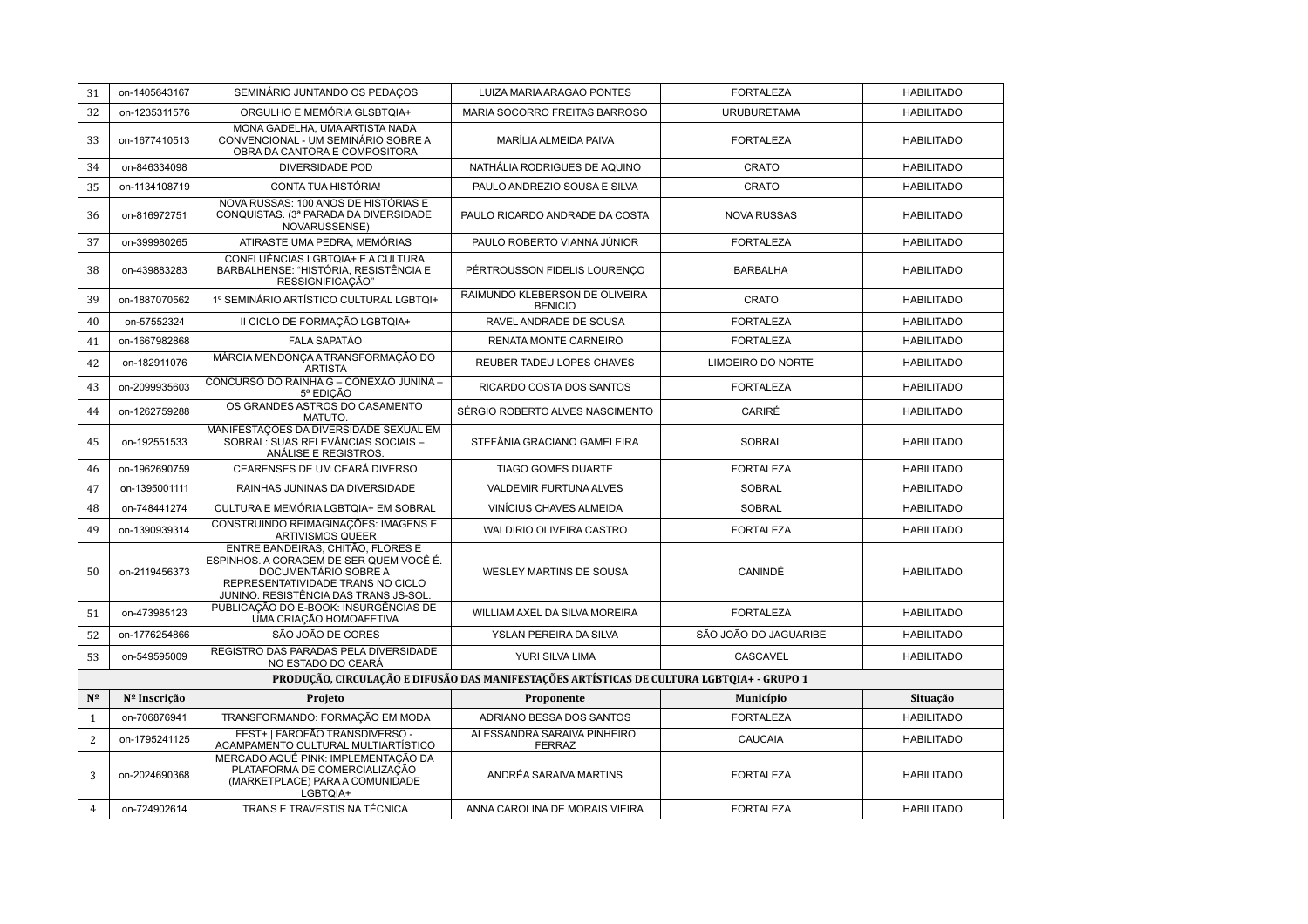| 31 | on-1405643167 | SEMINÁRIO JUNTANDO OS PEDAÇOS | LUIZA MARIA ARAGAO PONTES | FORTALEZA | HABILITADO |
|---|---|---|---|---|---|
| 32 | on-1235311576 | ORGULHO E MEMÓRIA GLSBTQIA+ | MARIA SOCORRO FREITAS BARROSO | URUBURETAMA | HABILITADO |
| 33 | on-1677410513 | MONA GADELHA, UMA ARTISTA NADA CONVENCIONAL - UM SEMINÁRIO SOBRE A OBRA DA CANTORA E COMPOSITORA | MARÍLIA ALMEIDA PAIVA | FORTALEZA | HABILITADO |
| 34 | on-846334098 | DIVERSIDADE POD | NATHÁLIA RODRIGUES DE AQUINO | CRATO | HABILITADO |
| 35 | on-1134108719 | CONTA TUA HISTÓRIA! | PAULO ANDREZIO SOUSA E SILVA | CRATO | HABILITADO |
| 36 | on-816972751 | NOVA RUSSAS: 100 ANOS DE HISTÓRIAS E CONQUISTAS. (3ª PARADA DA DIVERSIDADE NOVARUSSENSE) | PAULO RICARDO ANDRADE DA COSTA | NOVA RUSSAS | HABILITADO |
| 37 | on-399980265 | ATIRASTE UMA PEDRA, MEMÓRIAS | PAULO ROBERTO VIANNA JÚNIOR | FORTALEZA | HABILITADO |
| 38 | on-439883283 | CONFLUÊNCIAS LGBTQIA+ E A CULTURA BARBALHENSE: "HISTÓRIA, RESISTÊNCIA E RESSIGNIFICAÇÃO" | PÉRTROUSSON FIDELIS LOURENÇO | BARBALHA | HABILITADO |
| 39 | on-1887070562 | 1º SEMINÁRIO ARTÍSTICO CULTURAL LGBTQI+ | RAIMUNDO KLEBERSON DE OLIVEIRA BENICIO | CRATO | HABILITADO |
| 40 | on-57552324 | II CICLO DE FORMAÇÃO LGBTQIA+ | RAVEL ANDRADE DE SOUSA | FORTALEZA | HABILITADO |
| 41 | on-1667982868 | FALA SAPATÃO | RENATA MONTE CARNEIRO | FORTALEZA | HABILITADO |
| 42 | on-182911076 | MÁRCIA MENDONÇA A TRANSFORMAÇÃO DO ARTISTA | REUBER TADEU LOPES CHAVES | LIMOEIRO DO NORTE | HABILITADO |
| 43 | on-2099935603 | CONCURSO DO RAINHA G – CONEXÃO JUNINA – 5ª EDIÇÃO | RICARDO COSTA DOS SANTOS | FORTALEZA | HABILITADO |
| 44 | on-1262759288 | OS GRANDES ASTROS DO CASAMENTO MATUTO. | SÉRGIO ROBERTO ALVES NASCIMENTO | CARIRÉ | HABILITADO |
| 45 | on-192551533 | MANIFESTAÇÕES DA DIVERSIDADE SEXUAL EM SOBRAL: SUAS RELEVÂNCIAS SOCIAIS – ANÁLISE E REGISTROS. | STEFÂNIA GRACIANO GAMELEIRA | SOBRAL | HABILITADO |
| 46 | on-1962690759 | CEARENSES DE UM CEARÁ DIVERSO | TIAGO GOMES DUARTE | FORTALEZA | HABILITADO |
| 47 | on-1395001111 | RAINHAS JUNINAS DA DIVERSIDADE | VALDEMIR FURTUNA ALVES | SOBRAL | HABILITADO |
| 48 | on-748441274 | CULTURA E MEMÓRIA LGBTQIA+ EM SOBRAL | VINÍCIUS CHAVES ALMEIDA | SOBRAL | HABILITADO |
| 49 | on-1390939314 | CONSTRUINDO REIMAGINAÇÕES: IMAGENS E ARTIVISMOS QUEER | WALDIRIO OLIVEIRA CASTRO | FORTALEZA | HABILITADO |
| 50 | on-2119456373 | ENTRE BANDEIRAS, CHITÃO, FLORES E ESPINHOS. A CORAGEM DE SER QUEM VOCÊ É. DOCUMENTÁRIO SOBRE A REPRESENTATIVIDADE TRANS NO CICLO JUNINO. RESISTÊNCIA DAS TRANS JS-SOL. | WESLEY MARTINS DE SOUSA | CANINDÉ | HABILITADO |
| 51 | on-473985123 | PUBLICAÇÃO DO E-BOOK: INSURGÊNCIAS DE UMA CRIAÇÃO HOMOAFETIVA | WILLIAM AXEL DA SILVA MOREIRA | FORTALEZA | HABILITADO |
| 52 | on-1776254866 | SÃO JOÃO DE CORES | YSLAN PEREIRA DA SILVA | SÃO JOÃO DO JAGUARIBE | HABILITADO |
| 53 | on-549595009 | REGISTRO DAS PARADAS PELA DIVERSIDADE NO ESTADO DO CEARÁ | YURI SILVA LIMA | CASCAVEL | HABILITADO |

**PRODUÇÃO, CIRCULAÇÃO E DIFUSÃO DAS MANIFESTAÇÕES ARTÍSTICAS DE CULTURA LGBTQIA+ - GRUPO 1**

| Nº | Nº Inscrição | Projeto | Proponente | Município | Situação |
|---|---|---|---|---|---|
| 1 | on-706876941 | TRANSFORMANDO: FORMAÇÃO EM MODA | ADRIANO BESSA DOS SANTOS | FORTALEZA | HABILITADO |
| 2 | on-1795241125 | FEST+ \| FAROFÃO TRANSDIVERSO - ACAMPAMENTO CULTURAL MULTIARTÍSTICO | ALESSANDRA SARAIVA PINHEIRO FERRAZ | CAUCAIA | HABILITADO |
| 3 | on-2024690368 | MERCADO AQUÉ PINK: IMPLEMENTAÇÃO DA PLATAFORMA DE COMERCIALIZAÇÃO (MARKETPLACE) PARA A COMUNIDADE LGBTQIA+ | ANDRÉA SARAIVA MARTINS | FORTALEZA | HABILITADO |
| 4 | on-724902614 | TRANS E TRAVESTIS NA TÉCNICA | ANNA CAROLINA DE MORAIS VIEIRA | FORTALEZA | HABILITADO |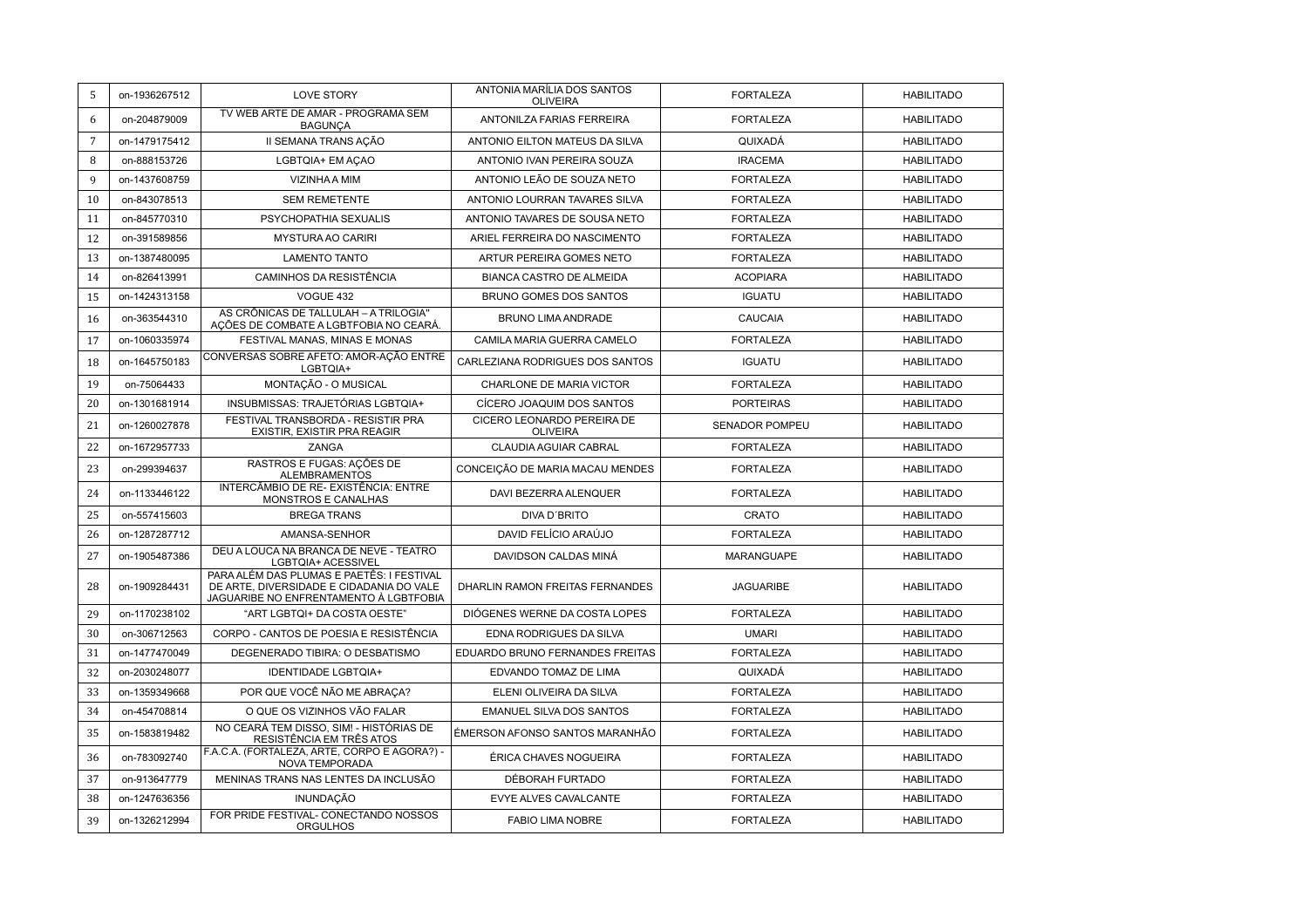| 5 | on-1936267512 | LOVE STORY | ANTONIA MARÍLIA DOS SANTOS OLIVEIRA | FORTALEZA | HABILITADO |
|---|---|---|---|---|---|
| 6 | on-204879009 | TV WEB ARTE DE AMAR - PROGRAMA SEM BAGUNÇA | ANTONILZA FARIAS FERREIRA | FORTALEZA | HABILITADO |
| 7 | on-1479175412 | II SEMANA TRANS AÇÃO | ANTONIO EILTON MATEUS DA SILVA | QUIXADÁ | HABILITADO |
| 8 | on-888153726 | LGBTQIA+ EM AÇAO | ANTONIO IVAN PEREIRA SOUZA | IRACEMA | HABILITADO |
| 9 | on-1437608759 | VIZINHA A MIM | ANTONIO LEÃO DE SOUZA NETO | FORTALEZA | HABILITADO |
| 10 | on-843078513 | SEM REMETENTE | ANTONIO LOURRAN TAVARES SILVA | FORTALEZA | HABILITADO |
| 11 | on-845770310 | PSYCHOPATHIA SEXUALIS | ANTONIO TAVARES DE SOUSA NETO | FORTALEZA | HABILITADO |
| 12 | on-391589856 | MYSTURA AO CARIRI | ARIEL FERREIRA DO NASCIMENTO | FORTALEZA | HABILITADO |
| 13 | on-1387480095 | LAMENTO TANTO | ARTUR PEREIRA GOMES NETO | FORTALEZA | HABILITADO |
| 14 | on-826413991 | CAMINHOS DA RESISTÊNCIA | BIANCA CASTRO DE ALMEIDA | ACOPIARA | HABILITADO |
| 15 | on-1424313158 | VOGUE 432 | BRUNO GOMES DOS SANTOS | IGUATU | HABILITADO |
| 16 | on-363544310 | AS CRÔNICAS DE TALLULAH – A TRILOGIA" AÇÕES DE COMBATE A LGBTFOBIA NO CEARÁ. | BRUNO LIMA ANDRADE | CAUCAIA | HABILITADO |
| 17 | on-1060335974 | FESTIVAL MANAS, MINAS E MONAS | CAMILA MARIA GUERRA CAMELO | FORTALEZA | HABILITADO |
| 18 | on-1645750183 | CONVERSAS SOBRE AFETO: AMOR-AÇÃO ENTRE LGBTQIA+ | CARLEZIANA RODRIGUES DOS SANTOS | IGUATU | HABILITADO |
| 19 | on-75064433 | MONTAÇÃO - O MUSICAL | CHARLONE DE MARIA VICTOR | FORTALEZA | HABILITADO |
| 20 | on-1301681914 | INSUBMISSAS: TRAJETÓRIAS LGBTQIA+ | CÍCERO JOAQUIM DOS SANTOS | PORTEIRAS | HABILITADO |
| 21 | on-1260027878 | FESTIVAL TRANSBORDA - RESISTIR PRA EXISTIR, EXISTIR PRA REAGIR | CICERO LEONARDO PEREIRA DE OLIVEIRA | SENADOR POMPEU | HABILITADO |
| 22 | on-1672957733 | ZANGA | CLAUDIA AGUIAR CABRAL | FORTALEZA | HABILITADO |
| 23 | on-299394637 | RASTROS E FUGAS: AÇÕES DE ALEMBRAMENTOS | CONCEIÇÃO DE MARIA MACAU MENDES | FORTALEZA | HABILITADO |
| 24 | on-1133446122 | INTERCÂMBIO DE RE- EXISTÊNCIA: ENTRE MONSTROS E CANALHAS | DAVI BEZERRA ALENQUER | FORTALEZA | HABILITADO |
| 25 | on-557415603 | BREGA TRANS | DIVA D´BRITO | CRATO | HABILITADO |
| 26 | on-1287287712 | AMANSA-SENHOR | DAVID FELÍCIO ARAÚJO | FORTALEZA | HABILITADO |
| 27 | on-1905487386 | DEU A LOUCA NA BRANCA DE NEVE - TEATRO LGBTQIA+ ACESSIVEL | DAVIDSON CALDAS MINÁ | MARANGUAPE | HABILITADO |
| 28 | on-1909284431 | PARA ALÉM DAS PLUMAS E PAETÊS: I FESTIVAL DE ARTE, DIVERSIDADE E CIDADANIA DO VALE JAGUARIBE NO ENFRENTAMENTO À LGBTFOBIA | DHARLIN RAMON FREITAS FERNANDES | JAGUARIBE | HABILITADO |
| 29 | on-1170238102 | "ART LGBTQI+ DA COSTA OESTE" | DIÓGENES WERNE DA COSTA LOPES | FORTALEZA | HABILITADO |
| 30 | on-306712563 | CORPO - CANTOS DE POESIA E RESISTÊNCIA | EDNA RODRIGUES DA SILVA | UMARI | HABILITADO |
| 31 | on-1477470049 | DEGENERADO TIBIRA: O DESBATISMO | EDUARDO BRUNO FERNANDES FREITAS | FORTALEZA | HABILITADO |
| 32 | on-2030248077 | IDENTIDADE LGBTQIA+ | EDVANDO TOMAZ DE LIMA | QUIXADÁ | HABILITADO |
| 33 | on-1359349668 | POR QUE VOCÊ NÃO ME ABRAÇA? | ELENI OLIVEIRA DA SILVA | FORTALEZA | HABILITADO |
| 34 | on-454708814 | O QUE OS VIZINHOS VÃO FALAR | EMANUEL SILVA DOS SANTOS | FORTALEZA | HABILITADO |
| 35 | on-1583819482 | NO CEARÁ TEM DISSO, SIM! - HISTÓRIAS DE RESISTÊNCIA EM TRÊS ATOS | ÉMERSON AFONSO SANTOS MARANHÃO | FORTALEZA | HABILITADO |
| 36 | on-783092740 | F.A.C.A. (FORTALEZA, ARTE, CORPO E AGORA?) - NOVA TEMPORADA | ÉRICA CHAVES NOGUEIRA | FORTALEZA | HABILITADO |
| 37 | on-913647779 | MENINAS TRANS NAS LENTES DA INCLUSÃO | DÉBORAH FURTADO | FORTALEZA | HABILITADO |
| 38 | on-1247636356 | INUNDAÇÃO | EVYE ALVES CAVALCANTE | FORTALEZA | HABILITADO |
| 39 | on-1326212994 | FOR PRIDE FESTIVAL- CONECTANDO NOSSOS ORGULHOS | FABIO LIMA NOBRE | FORTALEZA | HABILITADO |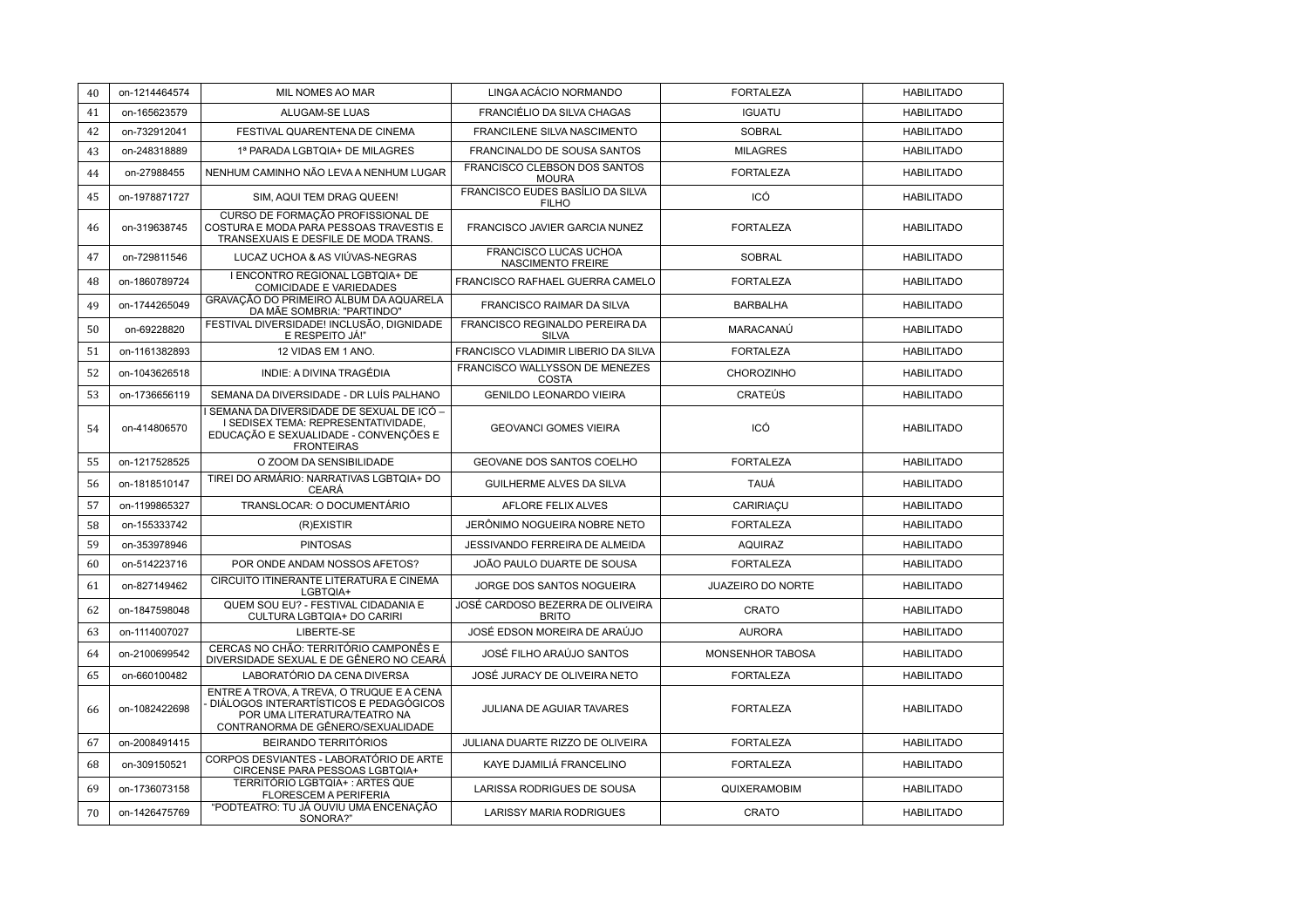| 40 | on-1214464574 | MIL NOMES AO MAR | LINGA ACÁCIO NORMANDO | FORTALEZA | HABILITADO |
|---|---|---|---|---|---|
| 41 | on-165623579 | ALUGAM-SE LUAS | FRANCIÉLIO DA SILVA CHAGAS | IGUATU | HABILITADO |
| 42 | on-732912041 | FESTIVAL QUARENTENA DE CINEMA | FRANCILENE SILVA NASCIMENTO | SOBRAL | HABILITADO |
| 43 | on-248318889 | 1ª PARADA LGBTQIA+ DE MILAGRES | FRANCINALDO DE SOUSA SANTOS | MILAGRES | HABILITADO |
| 44 | on-27988455 | NENHUM CAMINHO NÃO LEVA A NENHUM LUGAR | FRANCISCO CLEBSON DOS SANTOS MOURA | FORTALEZA | HABILITADO |
| 45 | on-1978871727 | SIM, AQUI TEM DRAG QUEEN! | FRANCISCO EUDES BASÍLIO DA SILVA FILHO | ICÓ | HABILITADO |
| 46 | on-319638745 | CURSO DE FORMAÇÃO PROFISSIONAL DE COSTURA E MODA PARA PESSOAS TRAVESTIS E TRANSEXUAIS E DESFILE DE MODA TRANS. | FRANCISCO JAVIER GARCIA NUNEZ | FORTALEZA | HABILITADO |
| 47 | on-729811546 | LUCAZ UCHOA & AS VIÚVAS-NEGRAS | FRANCISCO LUCAS UCHOA NASCIMENTO FREIRE | SOBRAL | HABILITADO |
| 48 | on-1860789724 | I ENCONTRO REGIONAL LGBTQIA+ DE COMICIDADE E VARIEDADES | FRANCISCO RAFHAEL GUERRA CAMELO | FORTALEZA | HABILITADO |
| 49 | on-1744265049 | GRAVAÇÃO DO PRIMEIRO ÁLBUM DA AQUARELA DA MÃE SOMBRIA: "PARTINDO" | FRANCISCO RAIMAR DA SILVA | BARBALHA | HABILITADO |
| 50 | on-69228820 | FESTIVAL DIVERSIDADE! INCLUSÃO, DIGNIDADE E RESPEITO JÁ!" | FRANCISCO REGINALDO PEREIRA DA SILVA | MARACANAÚ | HABILITADO |
| 51 | on-1161382893 | 12 VIDAS EM 1 ANO. | FRANCISCO VLADIMIR LIBERIO DA SILVA | FORTALEZA | HABILITADO |
| 52 | on-1043626518 | INDIE: A DIVINA TRAGÉDIA | FRANCISCO WALLYSSON DE MENEZES COSTA | CHOROZINHO | HABILITADO |
| 53 | on-1736656119 | SEMANA DA DIVERSIDADE - DR LUÍS PALHANO | GENILDO LEONARDO VIEIRA | CRATEÚS | HABILITADO |
| 54 | on-414806570 | I SEMANA DA DIVERSIDADE DE SEXUAL DE ICÓ – I SEDISEX TEMA: REPRESENTATIVIDADE, EDUCAÇÃO E SEXUALIDADE - CONVENÇÕES E FRONTEIRAS | GEOVANCI GOMES VIEIRA | ICÓ | HABILITADO |
| 55 | on-1217528525 | O ZOOM DA SENSIBILIDADE | GEOVANE DOS SANTOS COELHO | FORTALEZA | HABILITADO |
| 56 | on-1818510147 | TIREI DO ARMÁRIO: NARRATIVAS LGBTQIA+ DO CEARÁ | GUILHERME ALVES DA SILVA | TAUÁ | HABILITADO |
| 57 | on-1199865327 | TRANSLOCAR: O DOCUMENTÁRIO | AFLORE FELIX ALVES | CARIRIAÇU | HABILITADO |
| 58 | on-155333742 | (R)EXISTIR | JERÔNIMO NOGUEIRA NOBRE NETO | FORTALEZA | HABILITADO |
| 59 | on-353978946 | PINTOSAS | JESSIVANDO FERREIRA DE ALMEIDA | AQUIRAZ | HABILITADO |
| 60 | on-514223716 | POR ONDE ANDAM NOSSOS AFETOS? | JOÃO PAULO DUARTE DE SOUSA | FORTALEZA | HABILITADO |
| 61 | on-827149462 | CIRCUITO ITINERANTE LITERATURA E CINEMA LGBTQIA+ | JORGE DOS SANTOS NOGUEIRA | JUAZEIRO DO NORTE | HABILITADO |
| 62 | on-1847598048 | QUEM SOU EU? - FESTIVAL CIDADANIA E CULTURA LGBTQIA+ DO CARIRI | JOSÉ CARDOSO BEZERRA DE OLIVEIRA BRITO | CRATO | HABILITADO |
| 63 | on-1114007027 | LIBERTE-SE | JOSÉ EDSON MOREIRA DE ARAÚJO | AURORA | HABILITADO |
| 64 | on-2100699542 | CERCAS NO CHÃO: TERRITÓRIO CAMPONÊS E DIVERSIDADE SEXUAL E DE GÊNERO NO CEARÁ | JOSÉ FILHO ARAÚJO SANTOS | MONSENHOR TABOSA | HABILITADO |
| 65 | on-660100482 | LABORATÓRIO DA CENA DIVERSA | JOSÉ JURACY DE OLIVEIRA NETO | FORTALEZA | HABILITADO |
| 66 | on-1082422698 | ENTRE A TROVA, A TREVA, O TRUQUE E A CENA - DIÁLOGOS INTERARTÍSTICOS E PEDAGÓGICOS POR UMA LITERATURA/TEATRO NA CONTRANORMA DE GÊNERO/SEXUALIDADE | JULIANA DE AGUIAR TAVARES | FORTALEZA | HABILITADO |
| 67 | on-2008491415 | BEIRANDO TERRITÓRIOS | JULIANA DUARTE RIZZO DE OLIVEIRA | FORTALEZA | HABILITADO |
| 68 | on-309150521 | CORPOS DESVIANTES - LABORATÓRIO DE ARTE CIRCENSE PARA PESSOAS LGBTQIA+ | KAYE DJAMILIÁ FRANCELINO | FORTALEZA | HABILITADO |
| 69 | on-1736073158 | TERRITÓRIO LGBTQIA+ : ARTES QUE FLORESCEM A PERIFERIA | LARISSA RODRIGUES DE SOUSA | QUIXERAMOBIM | HABILITADO |
| 70 | on-1426475769 | "PODTEATRO: TU JÁ OUVIU UMA ENCENAÇÃO SONORA?" | LARISSY MARIA RODRIGUES | CRATO | HABILITADO |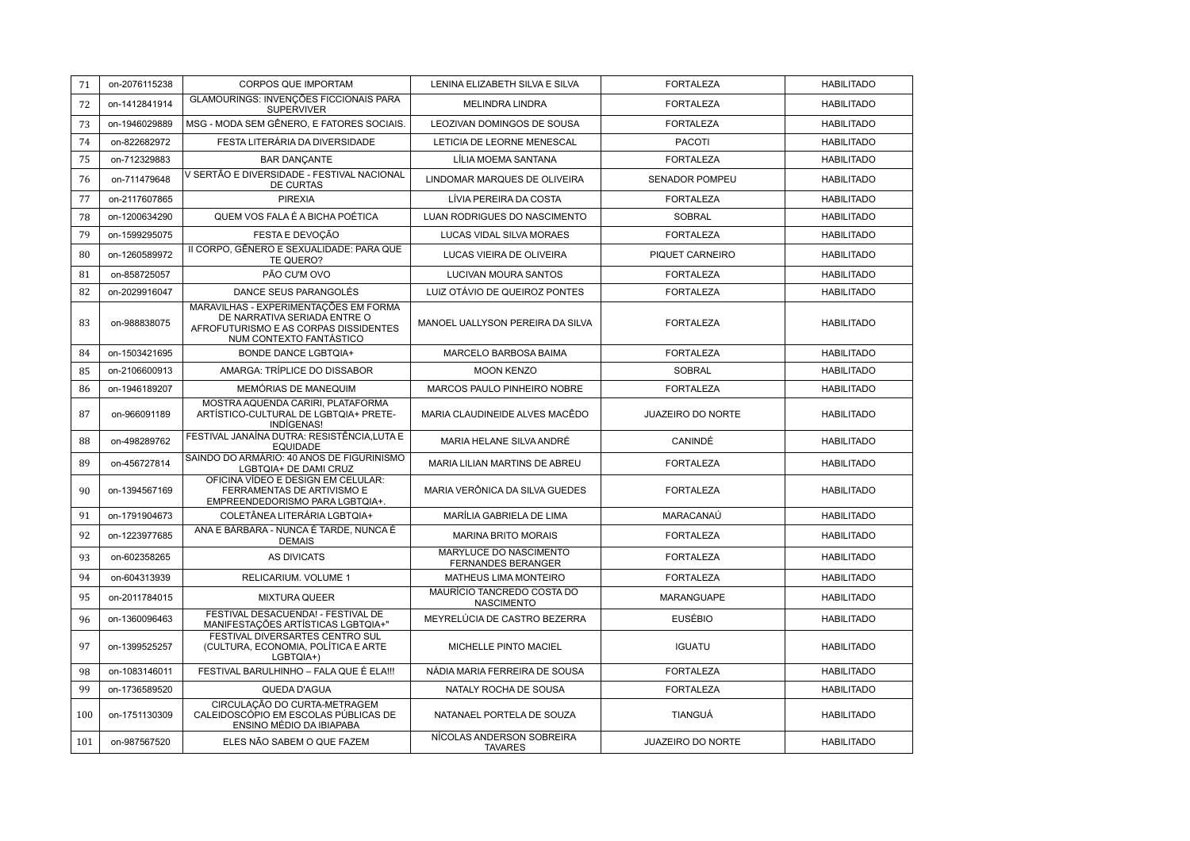| 71 | on-2076115238 | CORPOS QUE IMPORTAM | LENINA ELIZABETH SILVA E SILVA | FORTALEZA | HABILITADO |
|---|---|---|---|---|---|
| 72 | on-1412841914 | GLAMOURINGS: INVENÇÕES FICCIONAIS PARA SUPERVIVER | MELINDRA LINDRA | FORTALEZA | HABILITADO |
| 73 | on-1946029889 | MSG - MODA SEM GÊNERO, E FATORES SOCIAIS. | LEOZIVAN DOMINGOS DE SOUSA | FORTALEZA | HABILITADO |
| 74 | on-822682972 | FESTA LITERÁRIA DA DIVERSIDADE | LETICIA DE LEORNE MENESCAL | PACOTI | HABILITADO |
| 75 | on-712329883 | BAR DANÇANTE | LÍLIA MOEMA SANTANA | FORTALEZA | HABILITADO |
| 76 | on-711479648 | V SERTÃO E DIVERSIDADE - FESTIVAL NACIONAL DE CURTAS | LINDOMAR MARQUES DE OLIVEIRA | SENADOR POMPEU | HABILITADO |
| 77 | on-2117607865 | PIREXIA | LÍVIA PEREIRA DA COSTA | FORTALEZA | HABILITADO |
| 78 | on-1200634290 | QUEM VOS FALA É A BICHA POÉTICA | LUAN RODRIGUES DO NASCIMENTO | SOBRAL | HABILITADO |
| 79 | on-1599295075 | FESTA E DEVOÇÃO | LUCAS VIDAL SILVA MORAES | FORTALEZA | HABILITADO |
| 80 | on-1260589972 | II CORPO, GÊNERO E SEXUALIDADE: PARA QUE TE QUERO? | LUCAS VIEIRA DE OLIVEIRA | PIQUET CARNEIRO | HABILITADO |
| 81 | on-858725057 | PÃO CU'M OVO | LUCIVAN MOURA SANTOS | FORTALEZA | HABILITADO |
| 82 | on-2029916047 | DANCE SEUS PARANGOLÉS | LUIZ OTÁVIO DE QUEIROZ PONTES | FORTALEZA | HABILITADO |
| 83 | on-988838075 | MARAVILHAS - EXPERIMENTAÇÕES EM FORMA DE NARRATIVA SERIADA ENTRE O AFROFUTURISMO E AS CORPAS DISSIDENTES NUM CONTEXTO FANTÁSTICO | MANOEL UALLYSON PEREIRA DA SILVA | FORTALEZA | HABILITADO |
| 84 | on-1503421695 | BONDE DANCE LGBTQIA+ | MARCELO BARBOSA BAIMA | FORTALEZA | HABILITADO |
| 85 | on-2106600913 | AMARGA: TRÍPLICE DO DISSABOR | MOON KENZO | SOBRAL | HABILITADO |
| 86 | on-1946189207 | MEMÓRIAS DE MANEQUIM | MARCOS PAULO PINHEIRO NOBRE | FORTALEZA | HABILITADO |
| 87 | on-966091189 | MOSTRA AQUENDA CARIRI, PLATAFORMA ARTÍSTICO-CULTURAL DE LGBTQIA+ PRETE-INDÍGENAS! | MARIA CLAUDINEIDE ALVES MACÊDO | JUAZEIRO DO NORTE | HABILITADO |
| 88 | on-498289762 | FESTIVAL JANAÍNA DUTRA: RESISTÊNCIA,LUTA E EQUIDADE | MARIA HELANE SILVA ANDRÉ | CANINDÉ | HABILITADO |
| 89 | on-456727814 | SAINDO DO ARMÁRIO: 40 ANOS DE FIGURINISMO LGBTQIA+ DE DAMI CRUZ | MARIA LILIAN MARTINS DE ABREU | FORTALEZA | HABILITADO |
| 90 | on-1394567169 | OFICINA VÍDEO E DESIGN EM CELULAR: FERRAMENTAS DE ARTIVISMO E EMPREENDEDORISMO PARA LGBTQIA+. | MARIA VERÔNICA DA SILVA GUEDES | FORTALEZA | HABILITADO |
| 91 | on-1791904673 | COLETÂNEA LITERÁRIA LGBTQIA+ | MARÍLIA GABRIELA DE LIMA | MARACANAÚ | HABILITADO |
| 92 | on-1223977685 | ANA E BÁRBARA - NUNCA É TARDE, NUNCA É DEMAIS | MARINA BRITO MORAIS | FORTALEZA | HABILITADO |
| 93 | on-602358265 | AS DIVICATS | MARYLUCE DO NASCIMENTO FERNANDES BERANGER | FORTALEZA | HABILITADO |
| 94 | on-604313939 | RELICARIUM. VOLUME 1 | MATHEUS LIMA MONTEIRO | FORTALEZA | HABILITADO |
| 95 | on-2011784015 | MIXTURA QUEER | MAURÍCIO TANCREDO COSTA DO NASCIMENTO | MARANGUAPE | HABILITADO |
| 96 | on-1360096463 | FESTIVAL DESACUENDA! - FESTIVAL DE MANIFESTAÇÕES ARTÍSTICAS LGBTQIA+" | MEYRELÚCIA DE CASTRO BEZERRA | EUSÉBIO | HABILITADO |
| 97 | on-1399525257 | FESTIVAL DIVERSARTES CENTRO SUL (CULTURA, ECONOMIA, POLÍTICA E ARTE LGBTQIA+) | MICHELLE PINTO MACIEL | IGUATU | HABILITADO |
| 98 | on-1083146011 | FESTIVAL BARULHINHO – FALA QUE É ELA!!! | NÁDIA MARIA FERREIRA DE SOUSA | FORTALEZA | HABILITADO |
| 99 | on-1736589520 | QUEDA D'AGUA | NATALY ROCHA DE SOUSA | FORTALEZA | HABILITADO |
| 100 | on-1751130309 | CIRCULAÇÃO DO CURTA-METRAGEM CALEIDOSCÓPIO EM ESCOLAS PÚBLICAS DE ENSINO MÉDIO DA IBIAPABA | NATANAEL PORTELA DE SOUZA | TIANGUÁ | HABILITADO |
| 101 | on-987567520 | ELES NÃO SABEM O QUE FAZEM | NÍCOLAS ANDERSON SOBREIRA TAVARES | JUAZEIRO DO NORTE | HABILITADO |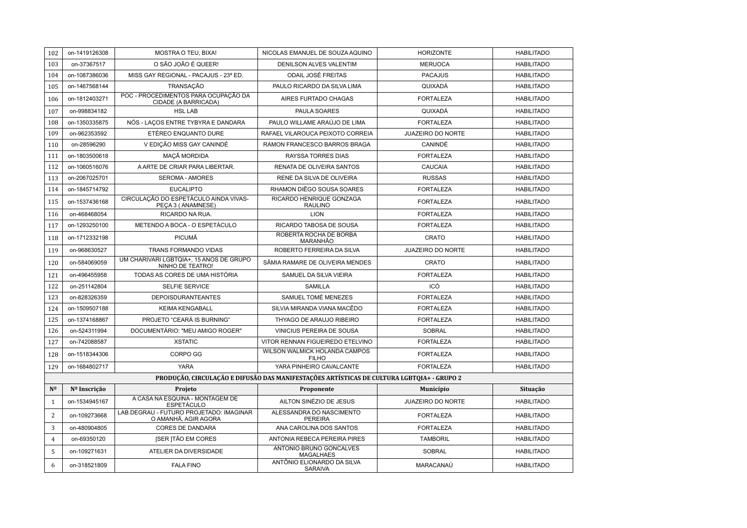| 102 | on-1419126308 | MOSTRA O TEU, BIXA! | NICOLAS EMANUEL DE SOUZA AQUINO | HORIZONTE | HABILITADO |
|---|---|---|---|---|---|
| 103 | on-37367517 | O SÃO JOÃO É QUEER! | DENILSON ALVES VALENTIM | MERUOCA | HABILITADO |
| 104 | on-1087386036 | MISS GAY REGIONAL - PACAJUS - 23ª ED. | ODAIL JOSÉ FREITAS | PACAJUS | HABILITADO |
| 105 | on-1467568144 | TRANSAÇÃO | PAULO RICARDO DA SILVA LIMA | QUIXADÁ | HABILITADO |
| 106 | on-1812403271 | POC - PROCEDIMENTOS PARA OCUPAÇÃO DA CIDADE (A BARRICADA) | AIRES FURTADO CHAGAS | FORTALEZA | HABILITADO |
| 107 | on-998834182 | HSL LAB | PAULA SOARES | QUIXADÁ | HABILITADO |
| 108 | on-1350335875 | NÓS - LAÇOS ENTRE TYBYRA E DANDARA | PAULO WILLAME ARAÚJO DE LIMA | FORTALEZA | HABILITADO |
| 109 | on-962353592 | ETÉREO ENQUANTO DURE | RAFAEL VILAROUCA PEIXOTO CORREIA | JUAZEIRO DO NORTE | HABILITADO |
| 110 | on-28596290 | V EDIÇÃO MISS GAY CANINDÉ | RAMON FRANCESCO BARROS BRAGA | CANINDÉ | HABILITADO |
| 111 | on-1803500618 | MAÇÃ MORDIDA | RAYSSA TORRES DIAS | FORTALEZA | HABILITADO |
| 112 | on-1060516076 | A ARTE DE CRIAR PARA LIBERTAR. | RENATA DE OLIVEIRA SANTOS | CAUCAIA | HABILITADO |
| 113 | on-2067025701 | SEROMA - AMORES | RENE DA SILVA DE OLIVEIRA | RUSSAS | HABILITADO |
| 114 | on-1845714792 | EUCALIPTO | RHAMON DIÊGO SOUSA SOARES | FORTALEZA | HABILITADO |
| 115 | on-1537436168 | CIRCULAÇÃO DO ESPETÁCULO AINDA VIVAS- PEÇA 3 ( ANAMNESE) | RICARDO HENRIQUE GONZAGA RAULINO | FORTALEZA | HABILITADO |
| 116 | on-468468054 | RICARDO NA RUA. | LION | FORTALEZA | HABILITADO |
| 117 | on-1293250100 | METENDO A BOCA - O ESPETÁCULO | RICARDO TABOSA DE SOUSA | FORTALEZA | HABILITADO |
| 118 | on-1712332198 | PICUMÃ | ROBERTA ROCHA DE BORBA MARANHÃO | CRATO | HABILITADO |
| 119 | on-968630527 | TRANS FORMANDO VIDAS | ROBERTO FERREIRA DA SILVA | JUAZEIRO DO NORTE | HABILITADO |
| 120 | on-584069059 | UM CHARIVARI LGBTQIA+, 15 ANOS DE GRUPO NINHO DE TEATRO! | SÂMIA RAMARE DE OLIVEIRA MENDES | CRATO | HABILITADO |
| 121 | on-496455958 | TODAS AS CORES DE UMA HISTÓRIA | SAMUEL DA SILVA VIEIRA | FORTALEZA | HABILITADO |
| 122 | on-251142804 | SELFIE SERVICE | SAMILLA | ICÓ | HABILITADO |
| 123 | on-828326359 | DEPOISDURANTEANTES | SAMUEL TOMÉ MENEZES | FORTALEZA | HABILITADO |
| 124 | on-1509507188 | KEIMA KENGABALL | SILVIA MIRANDA VIANA MACÊDO | FORTALEZA | HABILITADO |
| 125 | on-1374168867 | PROJETO "CEARÁ IS BURNING" | THYAGO DE ARAUJO RIBEIRO | FORTALEZA | HABILITADO |
| 126 | on-524311994 | DOCUMENTÁRIO: "MEU AMIGO ROGER" | VINICIUS PEREIRA DE SOUSA | SOBRAL | HABILITADO |
| 127 | on-742088587 | XSTATIC | VITOR RENNAN FIGUEIREDO ETELVINO | FORTALEZA | HABILITADO |
| 128 | on-1518344306 | CORPO GG | WILSON WALMICK HOLANDA CAMPOS FILHO | FORTALEZA | HABILITADO |
| 129 | on-1684802717 | YARA | YARA PINHEIRO CAVALCANTE | FORTALEZA | HABILITADO |

**PRODUÇÃO, CIRCULAÇÃO E DIFUSÃO DAS MANIFESTAÇÕES ARTÍSTICAS DE CULTURA LGBTQIA+ - GRUPO 2**

| Nº | Nº Inscrição | Projeto | Proponente | Município | Situação |
|---|---|---|---|---|---|
| 1 | on-1534945167 | A CASA NA ESQUINA - MONTAGEM DE ESPETÁCULO | AILTON SINÉZIO DE JESUS | JUAZEIRO DO NORTE | HABILITADO |
| 2 | on-109273668 | LAB.DEGRAU - FUTURO PROJETADO: IMAGINAR O AMANHÃ, AGIR AGORA | ALESSANDRA DO NASCIMENTO PEREIRA | FORTALEZA | HABILITADO |
| 3 | on-480904805 | CORES DE DANDARA | ANA CAROLINA DOS SANTOS | FORTALEZA | HABILITADO |
| 4 | on-69350120 | [SER ]TÃO EM CORES | ANTONIA REBECA PEREIRA PIRES | TAMBORIL | HABILITADO |
| 5 | on-109271631 | ATELIER DA DIVERSIDADE | ANTONIO BRUNO GONCALVES MAGALHAES | SOBRAL | HABILITADO |
| 6 | on-318521809 | FALA FINO | ANTÔNIO ELIONARDO DA SILVA SARAIVA | MARACANAÚ | HABILITADO |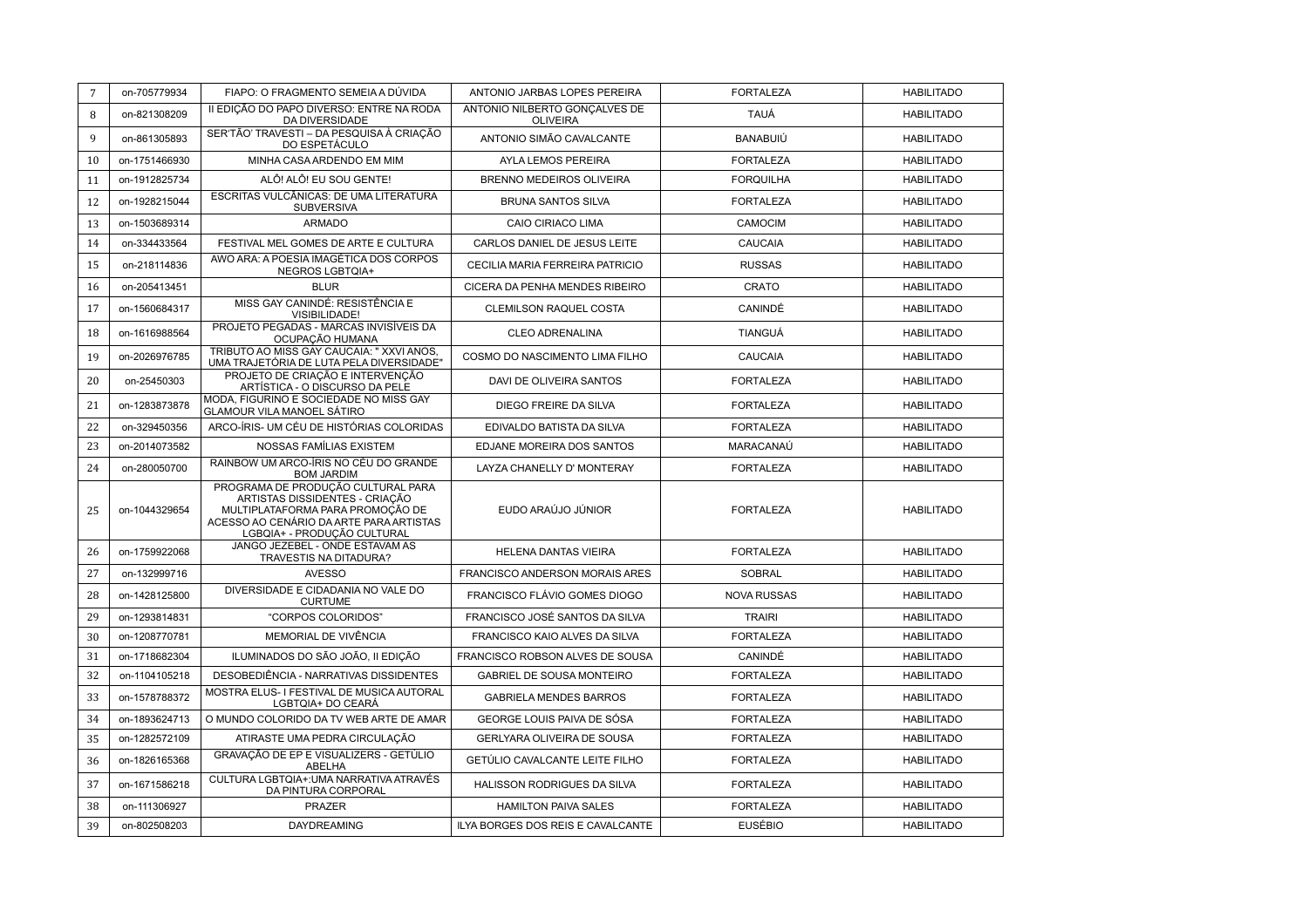| | | | | | |
|---|---|---|---|---|---|
| 7 | on-705779934 | FIAPO: O FRAGMENTO SEMEIA A DÚVIDA | ANTONIO JARBAS LOPES PEREIRA | FORTALEZA | HABILITADO |
| 8 | on-821308209 | II EDIÇÃO DO PAPO DIVERSO: ENTRE NA RODA DA DIVERSIDADE | ANTONIO NILBERTO GONÇALVES DE OLIVEIRA | TAUÁ | HABILITADO |
| 9 | on-861305893 | SER'TÃO' TRAVESTI – DA PESQUISA À CRIAÇÃO DO ESPETÁCULO | ANTONIO SIMÃO CAVALCANTE | BANABUIÚ | HABILITADO |
| 10 | on-1751466930 | MINHA CASA ARDENDO EM MIM | AYLA LEMOS PEREIRA | FORTALEZA | HABILITADO |
| 11 | on-1912825734 | ALÔ! ALÔ! EU SOU GENTE! | BRENNO MEDEIROS OLIVEIRA | FORQUILHA | HABILITADO |
| 12 | on-1928215044 | ESCRITAS VULCÂNICAS: DE UMA LITERATURA SUBVERSIVA | BRUNA SANTOS SILVA | FORTALEZA | HABILITADO |
| 13 | on-1503689314 | ARMADO | CAIO CIRIACO LIMA | CAMOCIM | HABILITADO |
| 14 | on-334433564 | FESTIVAL MEL GOMES DE ARTE E CULTURA | CARLOS DANIEL DE JESUS LEITE | CAUCAIA | HABILITADO |
| 15 | on-218114836 | AWO ARA: A POESIA IMAGÉTICA DOS CORPOS NEGROS LGBTQIA+ | CECILIA MARIA FERREIRA PATRICIO | RUSSAS | HABILITADO |
| 16 | on-205413451 | BLUR | CICERA DA PENHA MENDES RIBEIRO | CRATO | HABILITADO |
| 17 | on-1560684317 | MISS GAY CANINDÉ: RESISTÊNCIA E VISIBILIDADE! | CLEMILSON RAQUEL COSTA | CANINDÉ | HABILITADO |
| 18 | on-1616988564 | PROJETO PEGADAS - MARCAS INVISÍVEIS DA OCUPAÇÃO HUMANA | CLEO ADRENALINA | TIANGUÁ | HABILITADO |
| 19 | on-2026976785 | TRIBUTO AO MISS GAY CAUCAIA: " XXVI ANOS, UMA TRAJETÓRIA DE LUTA PELA DIVERSIDADE" | COSMO DO NASCIMENTO LIMA FILHO | CAUCAIA | HABILITADO |
| 20 | on-25450303 | PROJETO DE CRIAÇÃO E INTERVENÇÃO ARTÍSTICA - O DISCURSO DA PELE | DAVI DE OLIVEIRA SANTOS | FORTALEZA | HABILITADO |
| 21 | on-1283873878 | MODA, FIGURINO E SOCIEDADE NO MISS GAY GLAMOUR VILA MANOEL SÁTIRO | DIEGO FREIRE DA SILVA | FORTALEZA | HABILITADO |
| 22 | on-329450356 | ARCO-ÍRIS- UM CÉU DE HISTÓRIAS COLORIDAS | EDIVALDO BATISTA DA SILVA | FORTALEZA | HABILITADO |
| 23 | on-2014073582 | NOSSAS FAMÍLIAS EXISTEM | EDJANE MOREIRA DOS SANTOS | MARACANAÚ | HABILITADO |
| 24 | on-280050700 | RAINBOW UM ARCO-ÍRIS NO CÉU DO GRANDE BOM JARDIM | LAYZA CHANELLY D' MONTERAY | FORTALEZA | HABILITADO |
| 25 | on-1044329654 | PROGRAMA DE PRODUÇÃO CULTURAL PARA ARTISTAS DISSIDENTES - CRIAÇÃO MULTIPLATAFORMA PARA PROMOÇÃO DE ACESSO AO CENÁRIO DA ARTE PARA ARTISTAS LGBQIA+ - PRODUÇÃO CULTURAL | EUDO ARAÚJO JÚNIOR | FORTALEZA | HABILITADO |
| 26 | on-1759922068 | JANGO JEZEBEL - ONDE ESTAVAM AS TRAVESTIS NA DITADURA? | HELENA DANTAS VIEIRA | FORTALEZA | HABILITADO |
| 27 | on-132999716 | AVESSO | FRANCISCO ANDERSON MORAIS ARES | SOBRAL | HABILITADO |
| 28 | on-1428125800 | DIVERSIDADE E CIDADANIA NO VALE DO CURTUME | FRANCISCO FLÁVIO GOMES DIOGO | NOVA RUSSAS | HABILITADO |
| 29 | on-1293814831 | "CORPOS COLORIDOS" | FRANCISCO JOSÉ SANTOS DA SILVA | TRAIRI | HABILITADO |
| 30 | on-1208770781 | MEMORIAL DE VIVÊNCIA | FRANCISCO KAIO ALVES DA SILVA | FORTALEZA | HABILITADO |
| 31 | on-1718682304 | ILUMINADOS DO SÃO JOÃO, II EDIÇÃO | FRANCISCO ROBSON ALVES DE SOUSA | CANINDÉ | HABILITADO |
| 32 | on-1104105218 | DESOBEDIÊNCIA - NARRATIVAS DISSIDENTES | GABRIEL DE SOUSA MONTEIRO | FORTALEZA | HABILITADO |
| 33 | on-1578788372 | MOSTRA ELUS- I FESTIVAL DE MUSICA AUTORAL LGBTQIA+ DO CEARÁ | GABRIELA MENDES BARROS | FORTALEZA | HABILITADO |
| 34 | on-1893624713 | O MUNDO COLORIDO DA TV WEB ARTE DE AMAR | GEORGE LOUIS PAIVA DE SÓSA | FORTALEZA | HABILITADO |
| 35 | on-1282572109 | ATIRASTE UMA PEDRA CIRCULAÇÃO | GERLYARA OLIVEIRA DE SOUSA | FORTALEZA | HABILITADO |
| 36 | on-1826165368 | GRAVAÇÃO DE EP E VISUALIZERS - GETÚLIO ABELHA | GETÚLIO CAVALCANTE LEITE FILHO | FORTALEZA | HABILITADO |
| 37 | on-1671586218 | CULTURA LGBTQIA+:UMA NARRATIVA ATRAVÉS DA PINTURA CORPORAL | HALISSON RODRIGUES DA SILVA | FORTALEZA | HABILITADO |
| 38 | on-111306927 | PRAZER | HAMILTON PAIVA SALES | FORTALEZA | HABILITADO |
| 39 | on-802508203 | DAYDREAMING | ILYA BORGES DOS REIS E CAVALCANTE | EUSÉBIO | HABILITADO |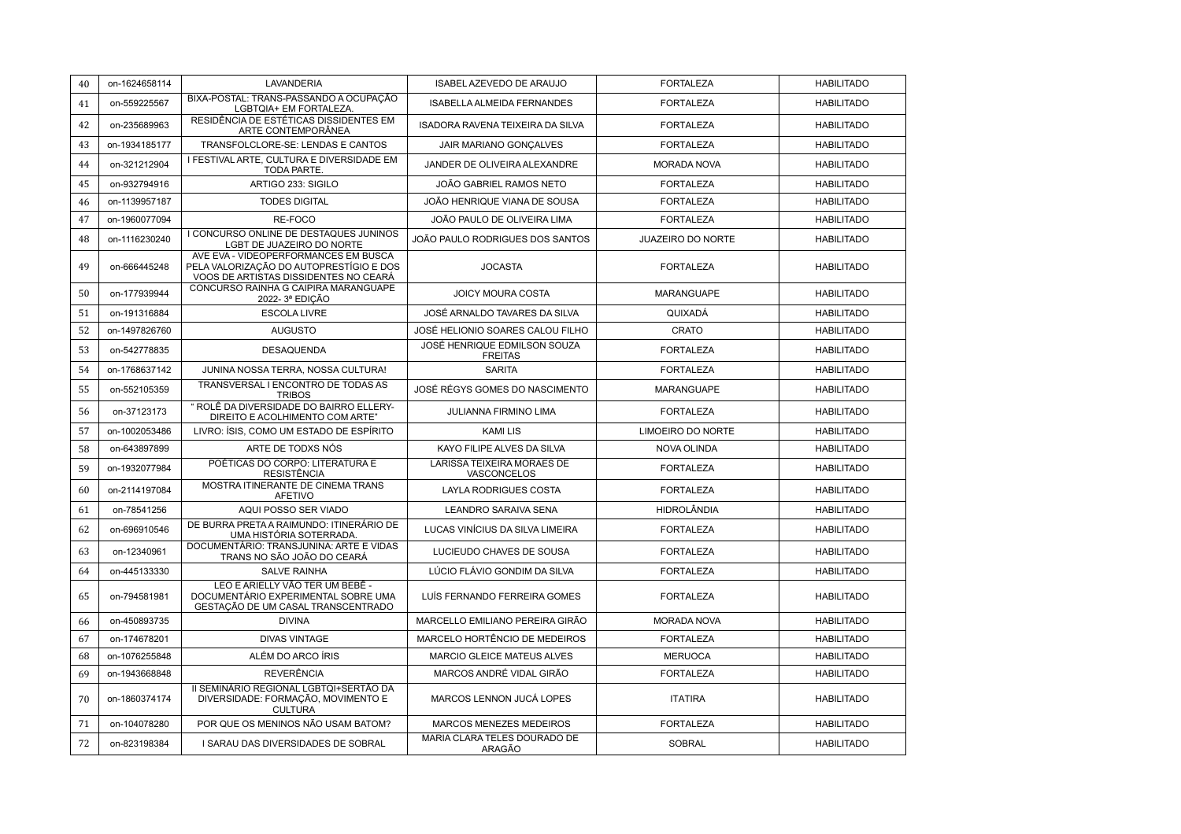| 40 | on-1624658114 | LAVANDERIA | ISABEL AZEVEDO DE ARAUJO | FORTALEZA | HABILITADO |
|---|---|---|---|---|---|
| 41 | on-559225567 | BIXA-POSTAL: TRANS-PASSANDO A OCUPAÇÃO LGBTQIA+ EM FORTALEZA. | ISABELLA ALMEIDA FERNANDES | FORTALEZA | HABILITADO |
| 42 | on-235689963 | RESIDÊNCIA DE ESTÉTICAS DISSIDENTES EM ARTE CONTEMPORÂNEA | ISADORA RAVENA TEIXEIRA DA SILVA | FORTALEZA | HABILITADO |
| 43 | on-1934185177 | TRANSFOLCLORE-SE: LENDAS E CANTOS | JAIR MARIANO GONÇALVES | FORTALEZA | HABILITADO |
| 44 | on-321212904 | I FESTIVAL ARTE, CULTURA E DIVERSIDADE EM TODA PARTE. | JANDER DE OLIVEIRA ALEXANDRE | MORADA NOVA | HABILITADO |
| 45 | on-932794916 | ARTIGO 233: SIGILO | JOÃO GABRIEL RAMOS NETO | FORTALEZA | HABILITADO |
| 46 | on-1139957187 | TODES DIGITAL | JOÃO HENRIQUE VIANA DE SOUSA | FORTALEZA | HABILITADO |
| 47 | on-1960077094 | RE-FOCO | JOÃO PAULO DE OLIVEIRA LIMA | FORTALEZA | HABILITADO |
| 48 | on-1116230240 | I CONCURSO ONLINE DE DESTAQUES JUNINOS LGBT DE JUAZEIRO DO NORTE | JOÃO PAULO RODRIGUES DOS SANTOS | JUAZEIRO DO NORTE | HABILITADO |
| 49 | on-666445248 | AVE EVA - VIDEOPERFORMANCES EM BUSCA PELA VALORIZAÇÃO DO AUTOPRESTÍGIO E DOS VOOS DE ARTISTAS DISSIDENTES NO CEARÁ | JOCASTA | FORTALEZA | HABILITADO |
| 50 | on-177939944 | CONCURSO RAINHA G CAIPIRA MARANGUAPE 2022- 3ª EDIÇÃO | JOICY MOURA COSTA | MARANGUAPE | HABILITADO |
| 51 | on-191316884 | ESCOLA LIVRE | JOSÉ ARNALDO TAVARES DA SILVA | QUIXADÁ | HABILITADO |
| 52 | on-1497826760 | AUGUSTO | JOSÉ HELIONIO SOARES CALOU FILHO | CRATO | HABILITADO |
| 53 | on-542778835 | DESAQUENDA | JOSÉ HENRIQUE EDMILSON SOUZA FREITAS | FORTALEZA | HABILITADO |
| 54 | on-1768637142 | JUNINA NOSSA TERRA, NOSSA CULTURA! | SARITA | FORTALEZA | HABILITADO |
| 55 | on-552105359 | TRANSVERSAL I ENCONTRO DE TODAS AS TRIBOS | JOSÉ RÉGYS GOMES DO NASCIMENTO | MARANGUAPE | HABILITADO |
| 56 | on-37123173 | " ROLÊ DA DIVERSIDADE DO BAIRRO ELLERY- DIREITO E ACOLHIMENTO COM ARTE" | JULIANNA FIRMINO LIMA | FORTALEZA | HABILITADO |
| 57 | on-1002053486 | LIVRO: ÍSIS, COMO UM ESTADO DE ESPÍRITO | KAMI LIS | LIMOEIRO DO NORTE | HABILITADO |
| 58 | on-643897899 | ARTE DE TODXS NÓS | KAYO FILIPE ALVES DA SILVA | NOVA OLINDA | HABILITADO |
| 59 | on-1932077984 | POÉTICAS DO CORPO: LITERATURA E RESISTÊNCIA | LARISSA TEIXEIRA MORAES DE VASCONCELOS | FORTALEZA | HABILITADO |
| 60 | on-2114197084 | MOSTRA ITINERANTE DE CINEMA TRANS AFETIVO | LAYLA RODRIGUES COSTA | FORTALEZA | HABILITADO |
| 61 | on-78541256 | AQUI POSSO SER VIADO | LEANDRO SARAIVA SENA | HIDROLÂNDIA | HABILITADO |
| 62 | on-696910546 | DE BURRA PRETA A RAIMUNDO: ITINERÁRIO DE UMA HISTÓRIA SOTERRADA. | LUCAS VINÍCIUS DA SILVA LIMEIRA | FORTALEZA | HABILITADO |
| 63 | on-12340961 | DOCUMENTÁRIO: TRANSJUNINA: ARTE E VIDAS TRANS NO SÃO JOÃO DO CEARÁ | LUCIEUDO CHAVES DE SOUSA | FORTALEZA | HABILITADO |
| 64 | on-445133330 | SALVE RAINHA | LÚCIO FLÁVIO GONDIM DA SILVA | FORTALEZA | HABILITADO |
| 65 | on-794581981 | LEO E ARIELLY VÃO TER UM BEBÊ - DOCUMENTÁRIO EXPERIMENTAL SOBRE UMA GESTAÇÃO DE UM CASAL TRANSCENTRADO | LUÍS FERNANDO FERREIRA GOMES | FORTALEZA | HABILITADO |
| 66 | on-450893735 | DIVINA | MARCELLO EMILIANO PEREIRA GIRÃO | MORADA NOVA | HABILITADO |
| 67 | on-174678201 | DIVAS VINTAGE | MARCELO HORTÊNCIO DE MEDEIROS | FORTALEZA | HABILITADO |
| 68 | on-1076255848 | ALÉM DO ARCO ÍRIS | MARCIO GLEICE MATEUS ALVES | MERUOCA | HABILITADO |
| 69 | on-1943668848 | REVERÊNCIA | MARCOS ANDRÉ VIDAL GIRÃO | FORTALEZA | HABILITADO |
| 70 | on-1860374174 | II SEMINÁRIO REGIONAL LGBTQI+SERTÃO DA DIVERSIDADE: FORMAÇÃO, MOVIMENTO E CULTURA | MARCOS LENNON JUCÁ LOPES | ITATIRA | HABILITADO |
| 71 | on-104078280 | POR QUE OS MENINOS NÃO USAM BATOM? | MARCOS MENEZES MEDEIROS | FORTALEZA | HABILITADO |
| 72 | on-823198384 | I SARAU DAS DIVERSIDADES DE SOBRAL | MARIA CLARA TELES DOURADO DE ARAGÃO | SOBRAL | HABILITADO |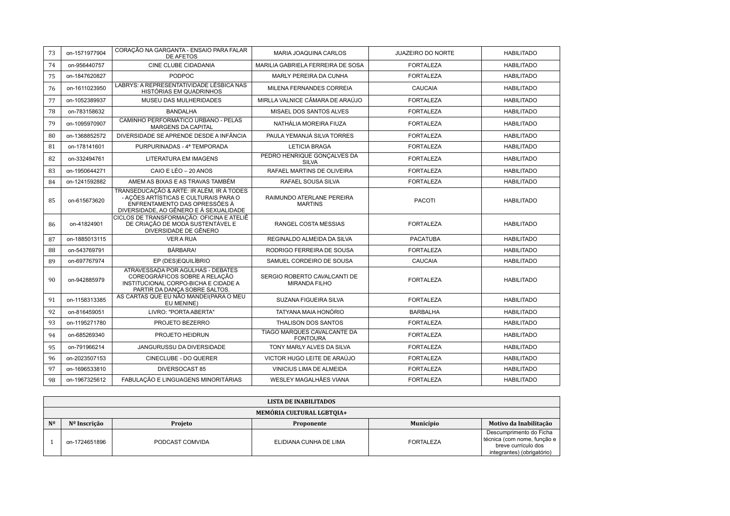| 73 | on-1571977904 | CORAÇÃO NA GARGANTA - ENSAIO PARA FALAR DE AFETOS | MARIA JOAQUINA CARLOS | JUAZEIRO DO NORTE | HABILITADO |
|---|---|---|---|---|---|
| 74 | on-956440757 | CINE CLUBE CIDADANIA | MARILIA GABRIELA FERREIRA DE SOSA | FORTALEZA | HABILITADO |
| 75 | on-1847620827 | PODPOC | MARLY PEREIRA DA CUNHA | FORTALEZA | HABILITADO |
| 76 | on-1611023950 | LABRYS: A REPRESENTATIVIDADE LÉSBICA NAS HISTÓRIAS EM QUADRINHOS | MILENA FERNANDES CORREIA | CAUCAIA | HABILITADO |
| 77 | on-1052389937 | MUSEU DAS MULHERIDADES | MIRLLA VALNICE CÂMARA DE ARAÚJO | FORTALEZA | HABILITADO |
| 78 | on-783158632 | BANDALHA | MISAEL DOS SANTOS ALVES | FORTALEZA | HABILITADO |
| 79 | on-1095970907 | CAMINHO PERFORMÁTICO URBANO - PELAS MARGENS DA CAPITAL | NATHÁLIA MOREIRA FIUZA | FORTALEZA | HABILITADO |
| 80 | on-1368852572 | DIVERSIDADE SE APRENDE DESDE A INFÂNCIA | PAULA YEMANJÁ SILVA TORRES | FORTALEZA | HABILITADO |
| 81 | on-178141601 | PURPURINADAS - 4ª TEMPORADA | LETICIA BRAGA | FORTALEZA | HABILITADO |
| 82 | on-332494761 | LITERATURA EM IMAGENS | PEDRO HENRIQUE GONÇALVES DA SILVA | FORTALEZA | HABILITADO |
| 83 | on-1950644271 | CAIO E LÉO – 20 ANOS | RAFAEL MARTINS DE OLIVEIRA | FORTALEZA | HABILITADO |
| 84 | on-1241592882 | AMEM AS BIXAS E AS TRAVAS TAMBÉM | RAFAEL SOUSA SILVA | FORTALEZA | HABILITADO |
| 85 | on-615673620 | TRANSEDUCAÇÃO & ARTE: IR ALÉM, IR À TODES - AÇÕES ARTÍSTICAS E CULTURAIS PARA O ENFRENTAMENTO DAS OPRESSÕES À DIVERSIDADE, AO GÊNERO E À SEXUALIDADE | RAIMUNDO ATERLANE PEREIRA MARTINS | PACOTI | HABILITADO |
| 86 | on-41824901 | CICLOS DE TRANSFORMAÇÃO: OFICINA E ATELIÊ DE CRIAÇÃO DE MODA SUSTENTÁVEL E DIVERSIDADE DE GÊNERO | RANGEL COSTA MESSIAS | FORTALEZA | HABILITADO |
| 87 | on-1885013115 | VER A RUA | REGINALDO ALMEIDA DA SILVA | PACATUBA | HABILITADO |
| 88 | on-543769791 | BÁRBARA! | RODRIGO FERREIRA DE SOUSA | FORTALEZA | HABILITADO |
| 89 | on-697767974 | EP (DES)EQUILÍBRIO | SAMUEL CORDEIRO DE SOUSA | CAUCAIA | HABILITADO |
| 90 | on-942885979 | ATRAVESSADA POR AGULHAS - DEBATES COREOGRÁFICOS SOBRE A RELAÇÃO INSTITUCIONAL CORPO-BICHA E CIDADE A PARTIR DA DANÇA SOBRE SALTOS. | SERGIO ROBERTO CAVALCANTI DE MIRANDA FILHO | FORTALEZA | HABILITADO |
| 91 | on-1158313385 | AS CARTAS QUE EU NÃO MANDEI(PARA O MEU EU MENINE) | SUZANA FIGUEIRA SILVA | FORTALEZA | HABILITADO |
| 92 | on-816459051 | LIVRO: "PORTA ABERTA" | TATYANA MAIA HONÓRIO | BARBALHA | HABILITADO |
| 93 | on-1195271780 | PROJETO BEZERRO | THALISON DOS SANTOS | FORTALEZA | HABILITADO |
| 94 | on-685269340 | PROJETO HEIDRUN | TIAGO MARQUES CAVALCANTE DA FONTOURA | FORTALEZA | HABILITADO |
| 95 | on-791966214 | JANGURUSSU DA DIVERSIDADE | TONY MARLY ALVES DA SILVA | FORTALEZA | HABILITADO |
| 96 | on-2023507153 | CINECLUBE - DO QUERER | VICTOR HUGO LEITE DE ARAÚJO | FORTALEZA | HABILITADO |
| 97 | on-1696533810 | DIVERSOCAST 85 | VINICIUS LIMA DE ALMEIDA | FORTALEZA | HABILITADO |
| 98 | on-1967325612 | FABULAÇÃO E LINGUAGENS MINORITÁRIAS | WESLEY MAGALHÃES VIANA | FORTALEZA | HABILITADO |

| LISTA DE INABILITADOS | | | | | |
|---|---|---|---|---|---|
| MEMÓRIA CULTURAL LGBTQIA+ | | | | | |
| **Nº** | **Nº Inscrição** | **Projeto** | **Proponente** | **Município** | **Motivo da Inabilitação** |
| 1 | on-1724651896 | PODCAST COMVIDA | ELIDIANA CUNHA DE LIMA | FORTALEZA | Descumprimento do Ficha técnica (com nome, função e breve currículo dos integrantes) (obrigatório) |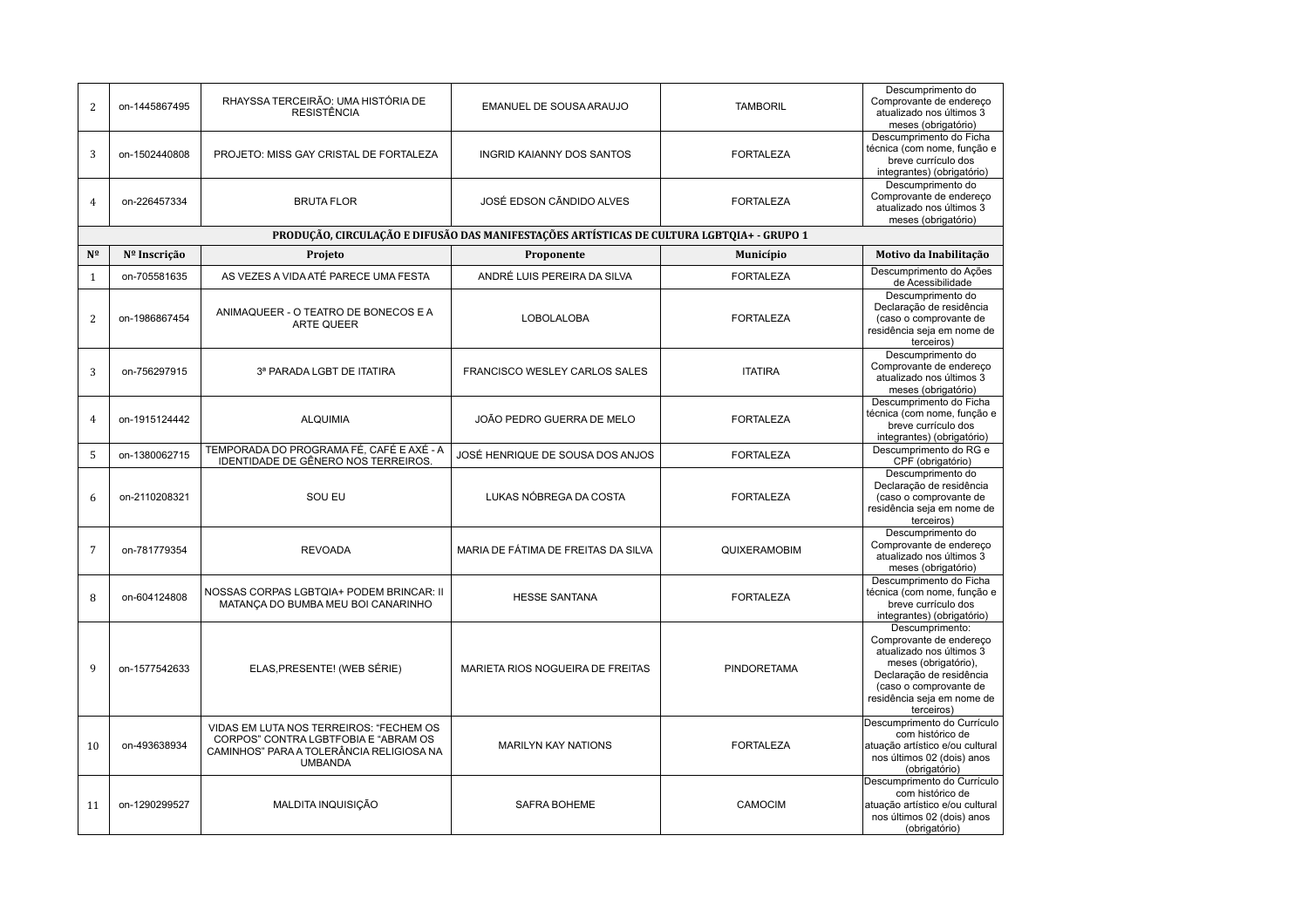| Nº | Nº Inscrição | Projeto | Proponente | Município | Motivo da Inabilitação |
|---|---|---|---|---|---|
| 2 | on-1445867495 | RHAYSSA TERCEIRÃO: UMA HISTÓRIA DE RESISTÊNCIA | EMANUEL DE SOUSA ARAUJO | TAMBORIL | Descumprimento do Comprovante de endereço atualizado nos últimos 3 meses (obrigatório) |
| 3 | on-1502440808 | PROJETO: MISS GAY CRISTAL DE FORTALEZA | INGRID KAIANNY DOS SANTOS | FORTALEZA | Descumprimento do Ficha técnica (com nome, função e breve currículo dos integrantes) (obrigatório) |
| 4 | on-226457334 | BRUTA FLOR | JOSÉ EDSON CÃNDIDO ALVES | FORTALEZA | Descumprimento do Comprovante de endereço atualizado nos últimos 3 meses (obrigatório) |

**PRODUÇÃO, CIRCULAÇÃO E DIFUSÃO DAS MANIFESTAÇÕES ARTÍSTICAS DE CULTURA LGBTQIA+ - GRUPO 1**

| Nº | Nº Inscrição | Projeto | Proponente | Município | Motivo da Inabilitação |
|---|---|---|---|---|---|
| 1 | on-705581635 | AS VEZES A VIDA ATÉ PARECE UMA FESTA | ANDRÉ LUIS PEREIRA DA SILVA | FORTALEZA | Descumprimento do Ações de Acessibilidade |
| 2 | on-1986867454 | ANIMAQUEER - O TEATRO DE BONECOS E A ARTE QUEER | LOBOLALOBA | FORTALEZA | Descumprimento do Declaração de residência (caso o comprovante de residência seja em nome de terceiros) |
| 3 | on-756297915 | 3ª PARADA LGBT DE ITATIRA | FRANCISCO WESLEY CARLOS SALES | ITATIRA | Descumprimento do Comprovante de endereço atualizado nos últimos 3 meses (obrigatório) |
| 4 | on-1915124442 | ALQUIMIA | JOÃO PEDRO GUERRA DE MELO | FORTALEZA | Descumprimento do Ficha técnica (com nome, função e breve currículo dos integrantes) (obrigatório) |
| 5 | on-1380062715 | TEMPORADA DO PROGRAMA FÉ, CAFÉ E AXÉ - A IDENTIDADE DE GÊNERO NOS TERREIROS. | JOSÉ HENRIQUE DE SOUSA DOS ANJOS | FORTALEZA | Descumprimento do RG e CPF (obrigatório) |
| 6 | on-2110208321 | SOU EU | LUKAS NÓBREGA DA COSTA | FORTALEZA | Descumprimento do Declaração de residência (caso o comprovante de residência seja em nome de terceiros) |
| 7 | on-781779354 | REVOADA | MARIA DE FÁTIMA DE FREITAS DA SILVA | QUIXERAMOBIM | Descumprimento do Comprovante de endereço atualizado nos últimos 3 meses (obrigatório) |
| 8 | on-604124808 | NOSSAS CORPAS LGBTQIA+ PODEM BRINCAR: II MATANÇA DO BUMBA MEU BOI CANARINHO | HESSE SANTANA | FORTALEZA | Descumprimento do Ficha técnica (com nome, função e breve currículo dos integrantes) (obrigatório) |
| 9 | on-1577542633 | ELAS,PRESENTE! (WEB SÉRIE) | MARIETA RIOS NOGUEIRA DE FREITAS | PINDORETAMA | Descumprimento: Comprovante de endereço atualizado nos últimos 3 meses (obrigatório), Declaração de residência (caso o comprovante de residência seja em nome de terceiros) |
| 10 | on-493638934 | VIDAS EM LUTA NOS TERREIROS: "FECHEM OS CORPOS" CONTRA LGBTFOBIA E "ABRAM OS CAMINHOS" PARA A TOLERÂNCIA RELIGIOSA NA UMBANDA | MARILYN KAY NATIONS | FORTALEZA | Descumprimento do Currículo com histórico de atuação artístico e/ou cultural nos últimos 02 (dois) anos (obrigatório) |
| 11 | on-1290299527 | MALDITA INQUISIÇÃO | SAFRA BOHEME | CAMOCIM | Descumprimento do Currículo com histórico de atuação artístico e/ou cultural nos últimos 02 (dois) anos (obrigatório) |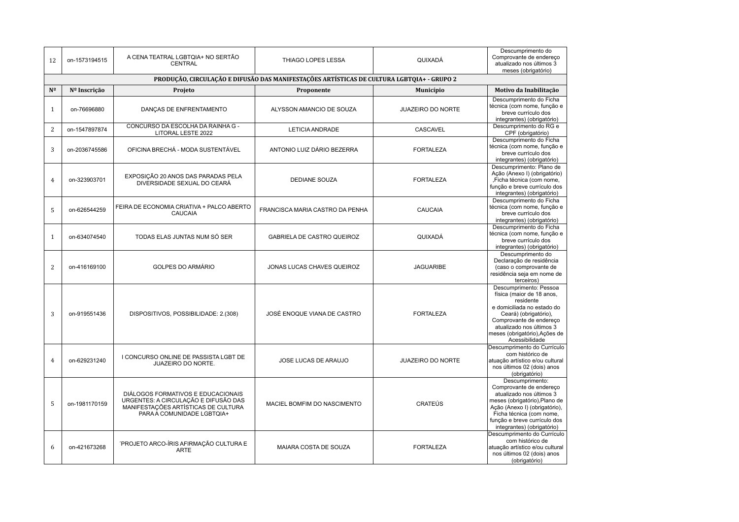| 12 | on-1573194515 | A CENA TEATRAL LGBTQIA+ NO SERTÃO CENTRAL | THIAGO LOPES LESSA | QUIXADÁ | Descumprimento do Comprovante de endereço atualizado nos últimos 3 meses (obrigatório) |
|---|---|---|---|---|---|
| **PRODUÇÃO, CIRCULAÇÃO E DIFUSÃO DAS MANIFESTAÇÕES ARTÍSTICAS DE CULTURA LGBTQIA+ - GRUPO 2** | | | | | |
| **Nº** | **Nº Inscrição** | **Projeto** | **Proponente** | **Município** | **Motivo da Inabilitação** |
| 1 | on-76696880 | DANÇAS DE ENFRENTAMENTO | ALYSSON AMANCIO DE SOUZA | JUAZEIRO DO NORTE | Descumprimento do Ficha técnica (com nome, função e breve currículo dos integrantes) (obrigatório) |
| 2 | on-1547897874 | CONCURSO DA ESCOLHA DA RAINHA G - LITORAL LESTE 2022 | LETICIA ANDRADE | CASCAVEL | Descumprimento do RG e CPF (obrigatório) |
| 3 | on-2036745586 | OFICINA BRECHÁ - MODA SUSTENTÁVEL | ANTONIO LUIZ DÁRIO BEZERRA | FORTALEZA | Descumprimento do Ficha técnica (com nome, função e breve currículo dos integrantes) (obrigatório) |
| 4 | on-323903701 | EXPOSIÇÃO 20 ANOS DAS PARADAS PELA DIVERSIDADE SEXUAL DO CEARÁ | DEDIANE SOUZA | FORTALEZA | Descumprimento: Plano de Ação (Anexo I) (obrigatório) ,Ficha técnica (com nome, função e breve currículo dos integrantes) (obrigatório) |
| 5 | on-626544259 | FEIRA DE ECONOMIA CRIATIVA + PALCO ABERTO CAUCAIA | FRANCISCA MARIA CASTRO DA PENHA | CAUCAIA | Descumprimento do Ficha técnica (com nome, função e breve currículo dos integrantes) (obrigatório) |
| 1 | on-634074540 | TODAS ELAS JUNTAS NUM SÓ SER | GABRIELA DE CASTRO QUEIROZ | QUIXADÁ | Descumprimento do Ficha técnica (com nome, função e breve currículo dos integrantes) (obrigatório) |
| 2 | on-416169100 | GOLPES DO ARMÁRIO | JONAS LUCAS CHAVES QUEIROZ | JAGUARIBE | Descumprimento do Declaração de residência (caso o comprovante de residência seja em nome de terceiros) |
| 3 | on-919551436 | DISPOSITIVOS, POSSIBILIDADE: 2.(308) | JOSÉ ENOQUE VIANA DE CASTRO | FORTALEZA | Descumprimento: Pessoa física (maior de 18 anos, residente e domiciliada no estado do Ceará) (obrigatório), Comprovante de endereço atualizado nos últimos 3 meses (obrigatório),Ações de Acessibilidade |
| 4 | on-629231240 | I CONCURSO ONLINE DE PASSISTA LGBT DE JUAZEIRO DO NORTE. | JOSE LUCAS DE ARAUJO | JUAZEIRO DO NORTE | Descumprimento do Currículo com histórico de atuação artístico e/ou cultural nos últimos 02 (dois) anos (obrigatório) |
| 5 | on-1981170159 | DIÁLOGOS FORMATIVOS E EDUCACIONAIS URGENTES: A CIRCULAÇÃO E DIFUSÃO DAS MANIFESTAÇÕES ARTÍSTICAS DE CULTURA PARA A COMUNIDADE LGBTQIA+ | MACIEL BOMFIM DO NASCIMENTO | CRATEÚS | Descumprimento: Comprovante de endereço atualizado nos últimos 3 meses (obrigatório),Plano de Ação (Anexo I) (obrigatório), Ficha técnica (com nome, função e breve currículo dos integrantes) (obrigatório) |
| 6 | on-421673268 | ´PROJETO ARCO-ÍRIS AFIRMAÇÃO CULTURA E ARTE | MAIARA COSTA DE SOUZA | FORTALEZA | Descumprimento do Currículo com histórico de atuação artístico e/ou cultural nos últimos 02 (dois) anos (obrigatório) |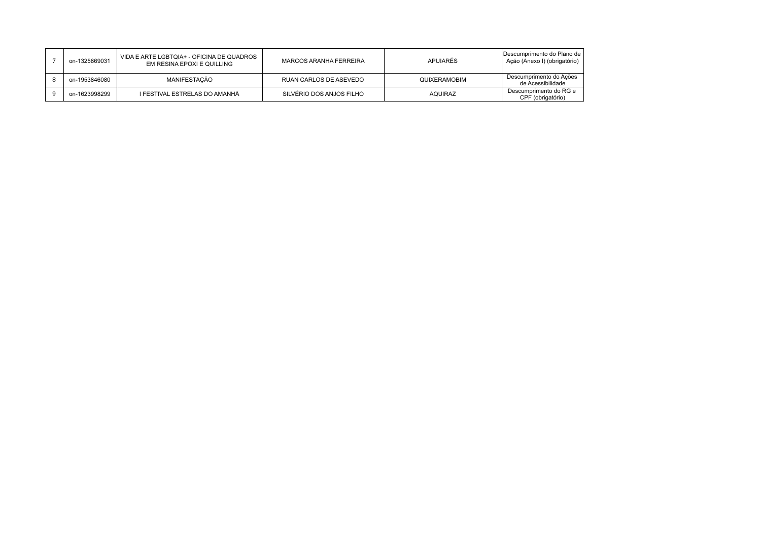| | | | | | |
|---|---|---|---|---|---|
| 7 | on-1325869031 | VIDA E ARTE LGBTQIA+ - OFICINA DE QUADROS EM RESINA EPOXI E QUILLING | MARCOS ARANHA FERREIRA | APUIARÉS | Descumprimento do Plano de Ação (Anexo I) (obrigatório) |
| 8 | on-1953846080 | MANIFESTAÇÃO | RUAN CARLOS DE ASEVEDO | QUIXERAMOBIM | Descumprimento do Ações de Acessibilidade |
| 9 | on-1623998299 | I FESTIVAL ESTRELAS DO AMANHÃ | SILVÉRIO DOS ANJOS FILHO | AQUIRAZ | Descumprimento do RG e CPF (obrigatório) |